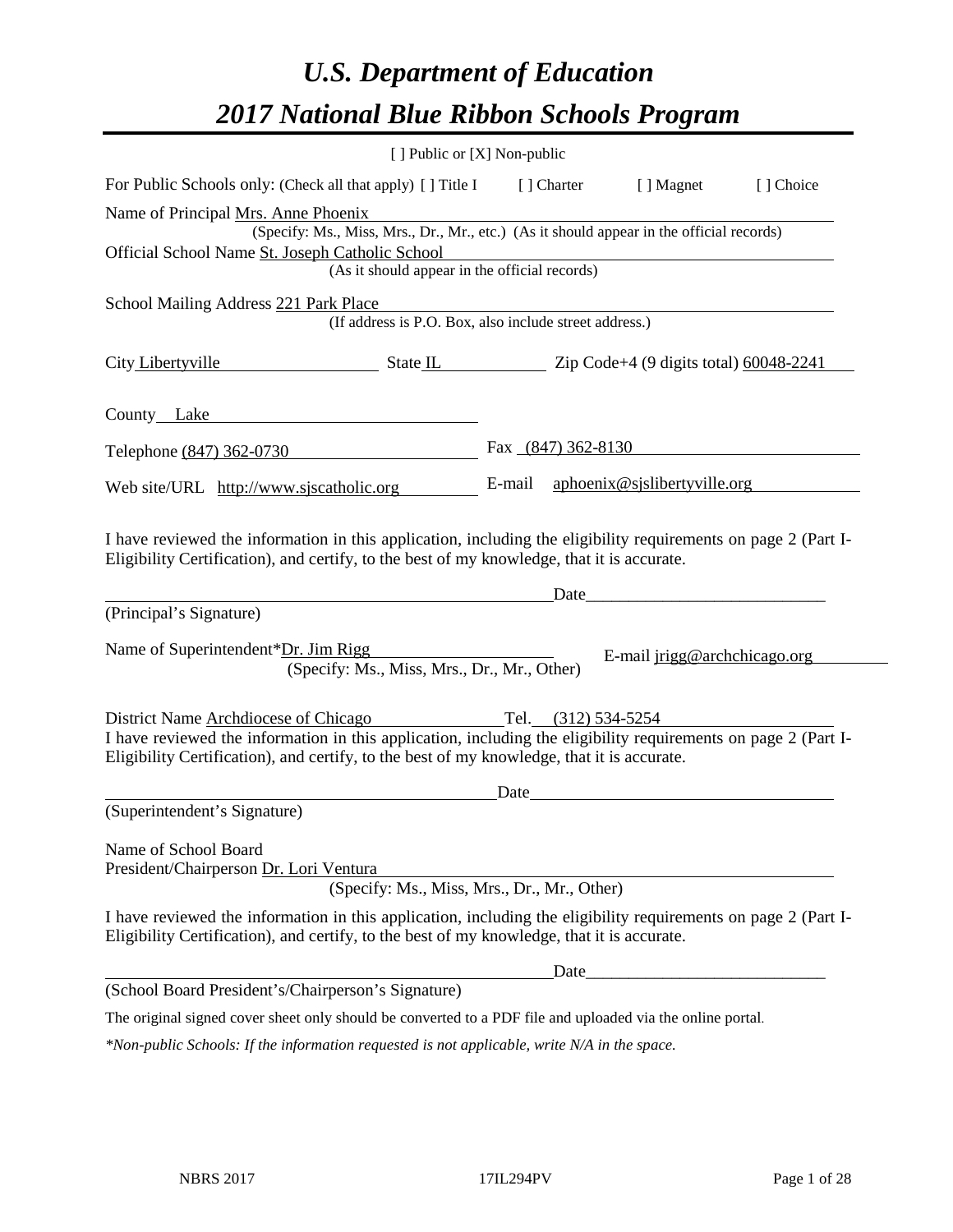# *U.S. Department of Education*

# *2017 National Blue Ribbon Schools Program*

[ ] Public or [X] Non-public

For Public Schools only: (Check all that apply) [ ] Title I [ ] Charter [ ] Magnet [ ] Choice

Name of Principal Mrs. Anne Phoenix
(Specify: Ms., Miss, Mrs., Dr., Mr., etc.) (As it should appear in the official records)

Official School Name St. Joseph Catholic School
(As it should appear in the official records)

School Mailing Address 221 Park Place
(If address is P.O. Box, also include street address.)

City Libertyville State IL Zip Code+4 (9 digits total) 60048-2241

County Lake

Telephone (847) 362-0730 Fax (847) 362-8130

Web site/URL http://www.sjscatholic.org E-mail aphoenix@sjslibertyville.org

I have reviewed the information in this application, including the eligibility requirements on page 2 (Part I-Eligibility Certification), and certify, to the best of my knowledge, that it is accurate.

_______________________________________ Date_____________________________

(Principal's Signature)

Name of Superintendent*Dr. Jim Rigg E-mail jrigg@archchicago.org
(Specify: Ms., Miss, Mrs., Dr., Mr., Other)

District Name Archdiocese of Chicago Tel. (312) 534-5254

I have reviewed the information in this application, including the eligibility requirements on page 2 (Part I-Eligibility Certification), and certify, to the best of my knowledge, that it is accurate.

_______________________________________ Date_____________________________

(Superintendent's Signature)

Name of School Board
President/Chairperson Dr. Lori Ventura
(Specify: Ms., Miss, Mrs., Dr., Mr., Other)

I have reviewed the information in this application, including the eligibility requirements on page 2 (Part I-Eligibility Certification), and certify, to the best of my knowledge, that it is accurate.

_______________________________________ Date_____________________________

(School Board President's/Chairperson's Signature)

The original signed cover sheet only should be converted to a PDF file and uploaded via the online portal.

*\*Non-public Schools: If the information requested is not applicable, write N/A in the space.*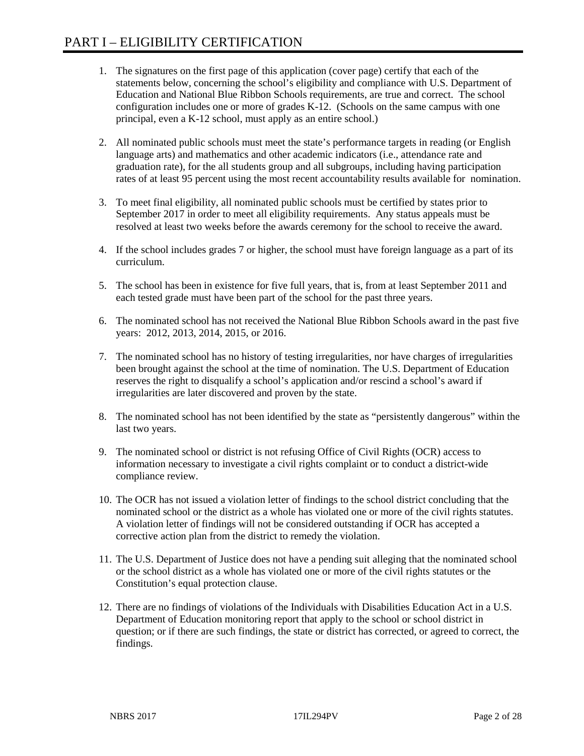# PART I – ELIGIBILITY CERTIFICATION

1. The signatures on the first page of this application (cover page) certify that each of the statements below, concerning the school's eligibility and compliance with U.S. Department of Education and National Blue Ribbon Schools requirements, are true and correct. The school configuration includes one or more of grades K-12. (Schools on the same campus with one principal, even a K-12 school, must apply as an entire school.)

2. All nominated public schools must meet the state's performance targets in reading (or English language arts) and mathematics and other academic indicators (i.e., attendance rate and graduation rate), for the all students group and all subgroups, including having participation rates of at least 95 percent using the most recent accountability results available for nomination.

3. To meet final eligibility, all nominated public schools must be certified by states prior to September 2017 in order to meet all eligibility requirements. Any status appeals must be resolved at least two weeks before the awards ceremony for the school to receive the award.

4. If the school includes grades 7 or higher, the school must have foreign language as a part of its curriculum.

5. The school has been in existence for five full years, that is, from at least September 2011 and each tested grade must have been part of the school for the past three years.

6. The nominated school has not received the National Blue Ribbon Schools award in the past five years: 2012, 2013, 2014, 2015, or 2016.

7. The nominated school has no history of testing irregularities, nor have charges of irregularities been brought against the school at the time of nomination. The U.S. Department of Education reserves the right to disqualify a school's application and/or rescind a school's award if irregularities are later discovered and proven by the state.

8. The nominated school has not been identified by the state as "persistently dangerous" within the last two years.

9. The nominated school or district is not refusing Office of Civil Rights (OCR) access to information necessary to investigate a civil rights complaint or to conduct a district-wide compliance review.

10. The OCR has not issued a violation letter of findings to the school district concluding that the nominated school or the district as a whole has violated one or more of the civil rights statutes. A violation letter of findings will not be considered outstanding if OCR has accepted a corrective action plan from the district to remedy the violation.

11. The U.S. Department of Justice does not have a pending suit alleging that the nominated school or the school district as a whole has violated one or more of the civil rights statutes or the Constitution's equal protection clause.

12. There are no findings of violations of the Individuals with Disabilities Education Act in a U.S. Department of Education monitoring report that apply to the school or school district in question; or if there are such findings, the state or district has corrected, or agreed to correct, the findings.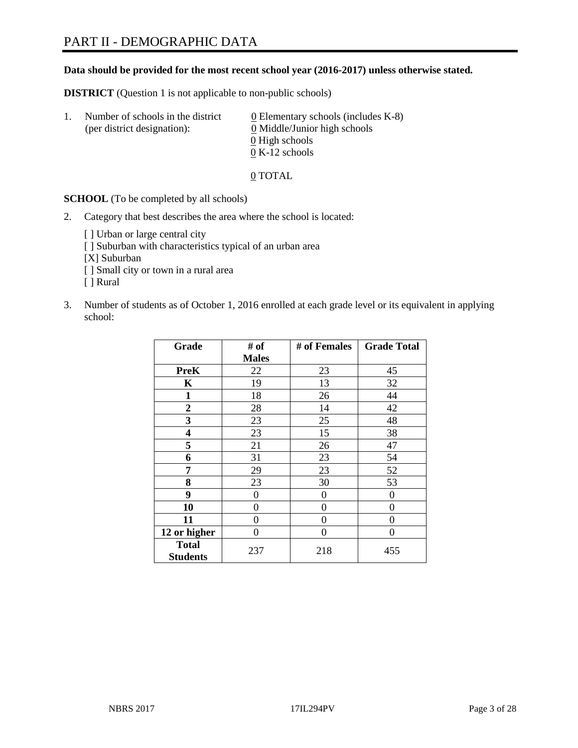# PART II - DEMOGRAPHIC DATA

**Data should be provided for the most recent school year (2016-2017) unless otherwise stated.**

**DISTRICT** (Question 1 is not applicable to non-public schools)

1. Number of schools in the district (per district designation):
   - 0 Elementary schools (includes K-8)
   - 0 Middle/Junior high schools
   - 0 High schools
   - 0 K-12 schools

   0 TOTAL

**SCHOOL** (To be completed by all schools)

2. Category that best describes the area where the school is located:

   [ ] Urban or large central city
   [ ] Suburban with characteristics typical of an urban area
   [X] Suburban
   [ ] Small city or town in a rural area
   [ ] Rural

3. Number of students as of October 1, 2016 enrolled at each grade level or its equivalent in applying school:

| Grade | # of Males | # of Females | Grade Total |
|---|---|---|---|
| **PreK** | 22 | 23 | 45 |
| **K** | 19 | 13 | 32 |
| **1** | 18 | 26 | 44 |
| **2** | 28 | 14 | 42 |
| **3** | 23 | 25 | 48 |
| **4** | 23 | 15 | 38 |
| **5** | 21 | 26 | 47 |
| **6** | 31 | 23 | 54 |
| **7** | 29 | 23 | 52 |
| **8** | 23 | 30 | 53 |
| **9** | 0 | 0 | 0 |
| **10** | 0 | 0 | 0 |
| **11** | 0 | 0 | 0 |
| **12 or higher** | 0 | 0 | 0 |
| **Total Students** | 237 | 218 | 455 |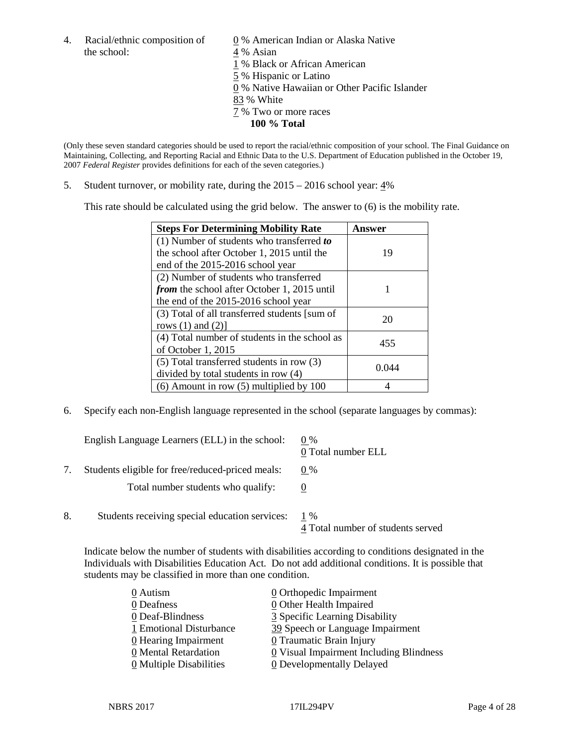4. Racial/ethnic composition of the school:

0 % American Indian or Alaska Native
4 % Asian
1 % Black or African American
5 % Hispanic or Latino
0 % Native Hawaiian or Other Pacific Islander
83 % White
7 % Two or more races
**100 % Total**

(Only these seven standard categories should be used to report the racial/ethnic composition of your school. The Final Guidance on Maintaining, Collecting, and Reporting Racial and Ethnic Data to the U.S. Department of Education published in the October 19, 2007 *Federal Register* provides definitions for each of the seven categories.)

5. Student turnover, or mobility rate, during the 2015 – 2016 school year: 4%

This rate should be calculated using the grid below. The answer to (6) is the mobility rate.

| **Steps For Determining Mobility Rate** | **Answer** |
|---|---|
| (1) Number of students who transferred ***to*** the school after October 1, 2015 until the end of the 2015-2016 school year | 19 |
| (2) Number of students who transferred ***from*** the school after October 1, 2015 until the end of the 2015-2016 school year | 1 |
| (3) Total of all transferred students [sum of rows (1) and (2)] | 20 |
| (4) Total number of students in the school as of October 1, 2015 | 455 |
| (5) Total transferred students in row (3) divided by total students in row (4) | 0.044 |
| (6) Amount in row (5) multiplied by 100 | 4 |

6. Specify each non-English language represented in the school (separate languages by commas):

English Language Learners (ELL) in the school: 0 %
0 Total number ELL

7. Students eligible for free/reduced-priced meals: 0 %

Total number students who qualify: 0

8. Students receiving special education services: 1 %
4 Total number of students served

Indicate below the number of students with disabilities according to conditions designated in the Individuals with Disabilities Education Act. Do not add additional conditions. It is possible that students may be classified in more than one condition.

0 Autism
0 Deafness
0 Deaf-Blindness
1 Emotional Disturbance
0 Hearing Impairment
0 Mental Retardation
0 Multiple Disabilities
0 Orthopedic Impairment
0 Other Health Impaired
3 Specific Learning Disability
39 Speech or Language Impairment
0 Traumatic Brain Injury
0 Visual Impairment Including Blindness
0 Developmentally Delayed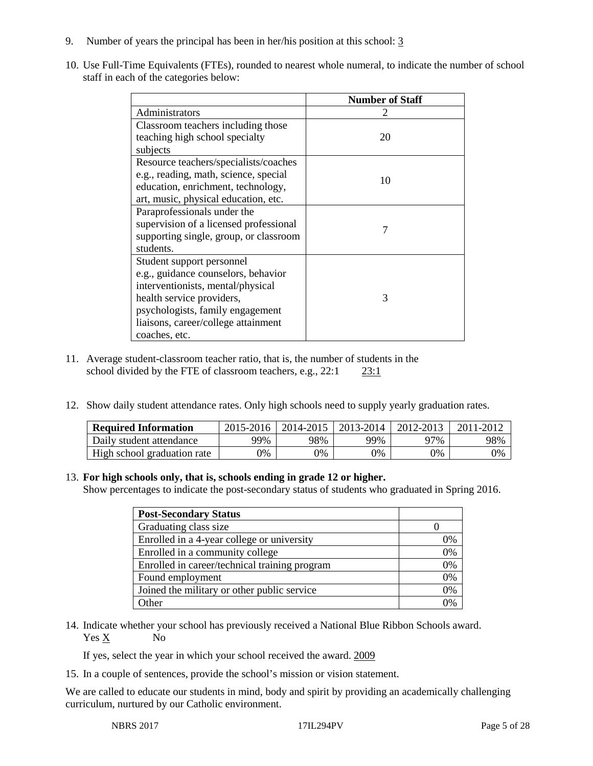9. Number of years the principal has been in her/his position at this school: 3

10. Use Full-Time Equivalents (FTEs), rounded to nearest whole numeral, to indicate the number of school staff in each of the categories below:

| | Number of Staff |
|---|---|
| Administrators | 2 |
| Classroom teachers including those teaching high school specialty subjects | 20 |
| Resource teachers/specialists/coaches e.g., reading, math, science, special education, enrichment, technology, art, music, physical education, etc. | 10 |
| Paraprofessionals under the supervision of a licensed professional supporting single, group, or classroom students. | 7 |
| Student support personnel e.g., guidance counselors, behavior interventionists, mental/physical health service providers, psychologists, family engagement liaisons, career/college attainment coaches, etc. | 3 |

11. Average student-classroom teacher ratio, that is, the number of students in the school divided by the FTE of classroom teachers, e.g., 22:1 23:1

12. Show daily student attendance rates. Only high schools need to supply yearly graduation rates.

| Required Information | 2015-2016 | 2014-2015 | 2013-2014 | 2012-2013 | 2011-2012 |
|---|---|---|---|---|---|
| Daily student attendance | 99% | 98% | 99% | 97% | 98% |
| High school graduation rate | 0% | 0% | 0% | 0% | 0% |

13. **For high schools only, that is, schools ending in grade 12 or higher.**
Show percentages to indicate the post-secondary status of students who graduated in Spring 2016.

| Post-Secondary Status | |
|---|---|
| Graduating class size | 0 |
| Enrolled in a 4-year college or university | 0% |
| Enrolled in a community college | 0% |
| Enrolled in career/technical training program | 0% |
| Found employment | 0% |
| Joined the military or other public service | 0% |
| Other | 0% |

14. Indicate whether your school has previously received a National Blue Ribbon Schools award.
Yes X No

If yes, select the year in which your school received the award. 2009

15. In a couple of sentences, provide the school's mission or vision statement.

We are called to educate our students in mind, body and spirit by providing an academically challenging curriculum, nurtured by our Catholic environment.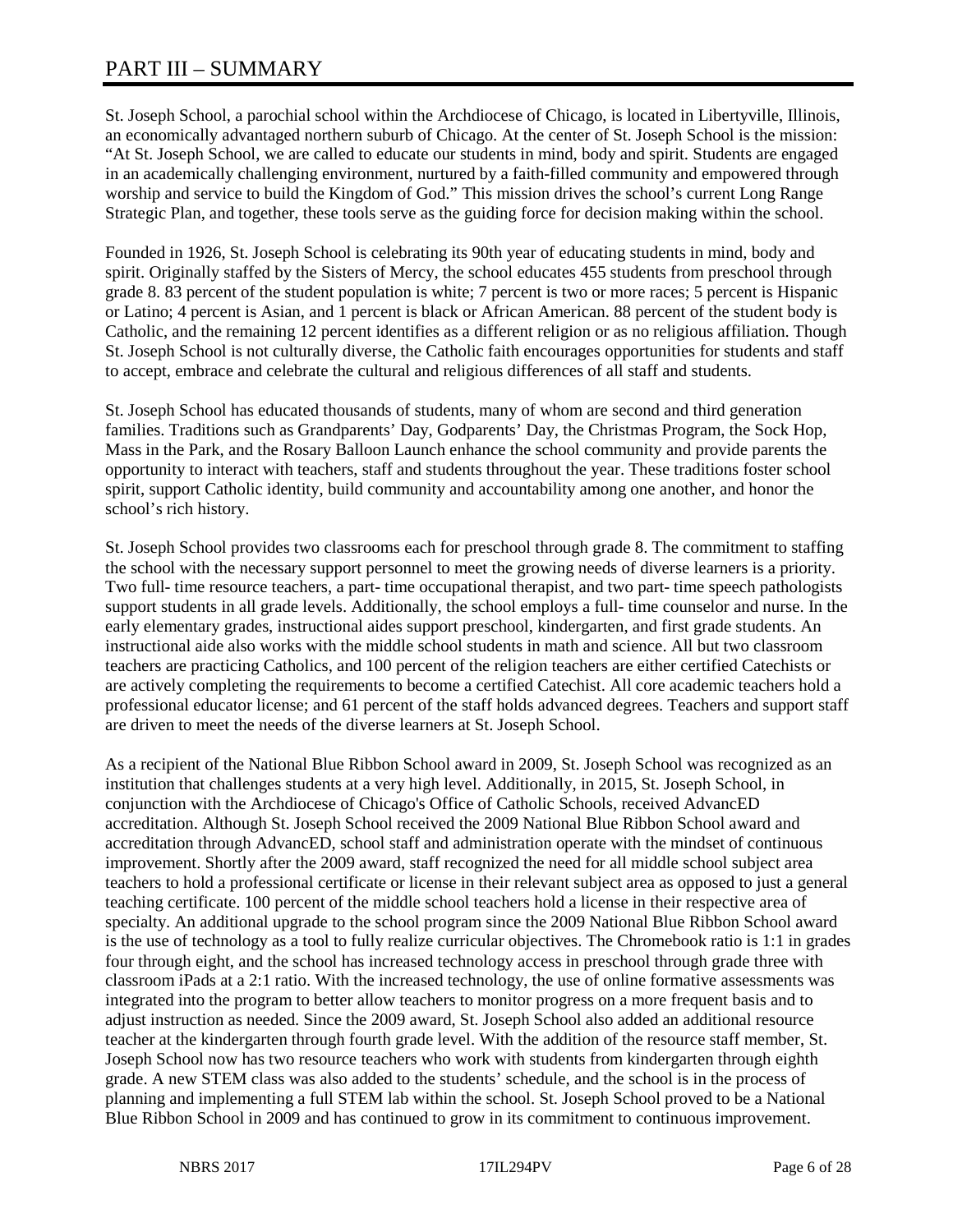# PART III – SUMMARY

St. Joseph School, a parochial school within the Archdiocese of Chicago, is located in Libertyville, Illinois, an economically advantaged northern suburb of Chicago. At the center of St. Joseph School is the mission: "At St. Joseph School, we are called to educate our students in mind, body and spirit. Students are engaged in an academically challenging environment, nurtured by a faith-filled community and empowered through worship and service to build the Kingdom of God." This mission drives the school's current Long Range Strategic Plan, and together, these tools serve as the guiding force for decision making within the school.

Founded in 1926, St. Joseph School is celebrating its 90th year of educating students in mind, body and spirit. Originally staffed by the Sisters of Mercy, the school educates 455 students from preschool through grade 8. 83 percent of the student population is white; 7 percent is two or more races; 5 percent is Hispanic or Latino; 4 percent is Asian, and 1 percent is black or African American. 88 percent of the student body is Catholic, and the remaining 12 percent identifies as a different religion or as no religious affiliation. Though St. Joseph School is not culturally diverse, the Catholic faith encourages opportunities for students and staff to accept, embrace and celebrate the cultural and religious differences of all staff and students.

St. Joseph School has educated thousands of students, many of whom are second and third generation families. Traditions such as Grandparents' Day, Godparents' Day, the Christmas Program, the Sock Hop, Mass in the Park, and the Rosary Balloon Launch enhance the school community and provide parents the opportunity to interact with teachers, staff and students throughout the year. These traditions foster school spirit, support Catholic identity, build community and accountability among one another, and honor the school's rich history.

St. Joseph School provides two classrooms each for preschool through grade 8. The commitment to staffing the school with the necessary support personnel to meet the growing needs of diverse learners is a priority. Two full- time resource teachers, a part- time occupational therapist, and two part- time speech pathologists support students in all grade levels. Additionally, the school employs a full- time counselor and nurse. In the early elementary grades, instructional aides support preschool, kindergarten, and first grade students. An instructional aide also works with the middle school students in math and science. All but two classroom teachers are practicing Catholics, and 100 percent of the religion teachers are either certified Catechists or are actively completing the requirements to become a certified Catechist. All core academic teachers hold a professional educator license; and 61 percent of the staff holds advanced degrees. Teachers and support staff are driven to meet the needs of the diverse learners at St. Joseph School.

As a recipient of the National Blue Ribbon School award in 2009, St. Joseph School was recognized as an institution that challenges students at a very high level. Additionally, in 2015, St. Joseph School, in conjunction with the Archdiocese of Chicago's Office of Catholic Schools, received AdvancED accreditation. Although St. Joseph School received the 2009 National Blue Ribbon School award and accreditation through AdvancED, school staff and administration operate with the mindset of continuous improvement. Shortly after the 2009 award, staff recognized the need for all middle school subject area teachers to hold a professional certificate or license in their relevant subject area as opposed to just a general teaching certificate. 100 percent of the middle school teachers hold a license in their respective area of specialty. An additional upgrade to the school program since the 2009 National Blue Ribbon School award is the use of technology as a tool to fully realize curricular objectives. The Chromebook ratio is 1:1 in grades four through eight, and the school has increased technology access in preschool through grade three with classroom iPads at a 2:1 ratio. With the increased technology, the use of online formative assessments was integrated into the program to better allow teachers to monitor progress on a more frequent basis and to adjust instruction as needed. Since the 2009 award, St. Joseph School also added an additional resource teacher at the kindergarten through fourth grade level. With the addition of the resource staff member, St. Joseph School now has two resource teachers who work with students from kindergarten through eighth grade. A new STEM class was also added to the students' schedule, and the school is in the process of planning and implementing a full STEM lab within the school. St. Joseph School proved to be a National Blue Ribbon School in 2009 and has continued to grow in its commitment to continuous improvement.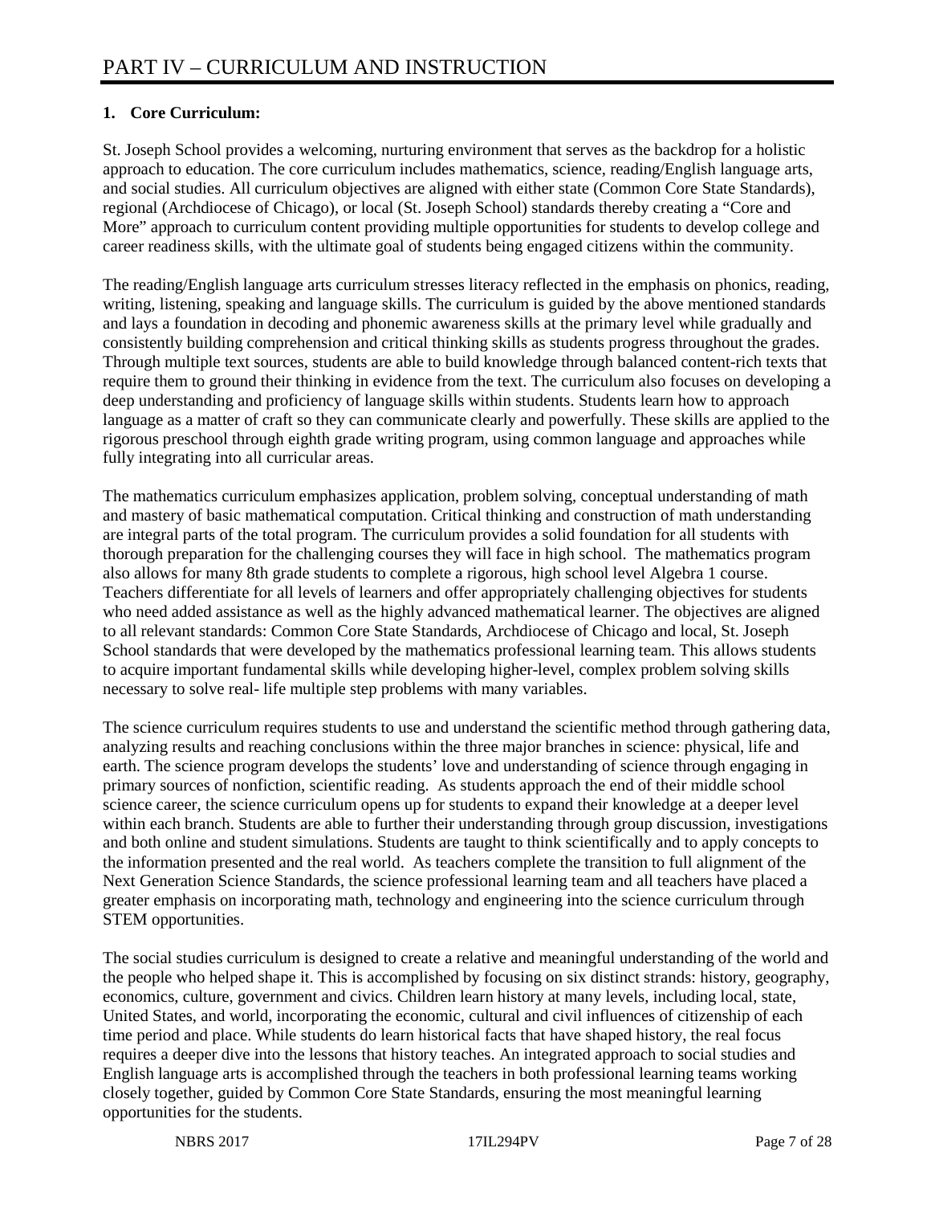# PART IV – CURRICULUM AND INSTRUCTION

**1. Core Curriculum:**

St. Joseph School provides a welcoming, nurturing environment that serves as the backdrop for a holistic approach to education. The core curriculum includes mathematics, science, reading/English language arts, and social studies. All curriculum objectives are aligned with either state (Common Core State Standards), regional (Archdiocese of Chicago), or local (St. Joseph School) standards thereby creating a "Core and More" approach to curriculum content providing multiple opportunities for students to develop college and career readiness skills, with the ultimate goal of students being engaged citizens within the community.

The reading/English language arts curriculum stresses literacy reflected in the emphasis on phonics, reading, writing, listening, speaking and language skills. The curriculum is guided by the above mentioned standards and lays a foundation in decoding and phonemic awareness skills at the primary level while gradually and consistently building comprehension and critical thinking skills as students progress throughout the grades. Through multiple text sources, students are able to build knowledge through balanced content-rich texts that require them to ground their thinking in evidence from the text. The curriculum also focuses on developing a deep understanding and proficiency of language skills within students. Students learn how to approach language as a matter of craft so they can communicate clearly and powerfully. These skills are applied to the rigorous preschool through eighth grade writing program, using common language and approaches while fully integrating into all curricular areas.

The mathematics curriculum emphasizes application, problem solving, conceptual understanding of math and mastery of basic mathematical computation. Critical thinking and construction of math understanding are integral parts of the total program. The curriculum provides a solid foundation for all students with thorough preparation for the challenging courses they will face in high school. The mathematics program also allows for many 8th grade students to complete a rigorous, high school level Algebra 1 course. Teachers differentiate for all levels of learners and offer appropriately challenging objectives for students who need added assistance as well as the highly advanced mathematical learner. The objectives are aligned to all relevant standards: Common Core State Standards, Archdiocese of Chicago and local, St. Joseph School standards that were developed by the mathematics professional learning team. This allows students to acquire important fundamental skills while developing higher-level, complex problem solving skills necessary to solve real- life multiple step problems with many variables.

The science curriculum requires students to use and understand the scientific method through gathering data, analyzing results and reaching conclusions within the three major branches in science: physical, life and earth. The science program develops the students' love and understanding of science through engaging in primary sources of nonfiction, scientific reading. As students approach the end of their middle school science career, the science curriculum opens up for students to expand their knowledge at a deeper level within each branch. Students are able to further their understanding through group discussion, investigations and both online and student simulations. Students are taught to think scientifically and to apply concepts to the information presented and the real world. As teachers complete the transition to full alignment of the Next Generation Science Standards, the science professional learning team and all teachers have placed a greater emphasis on incorporating math, technology and engineering into the science curriculum through STEM opportunities.

The social studies curriculum is designed to create a relative and meaningful understanding of the world and the people who helped shape it. This is accomplished by focusing on six distinct strands: history, geography, economics, culture, government and civics. Children learn history at many levels, including local, state, United States, and world, incorporating the economic, cultural and civil influences of citizenship of each time period and place. While students do learn historical facts that have shaped history, the real focus requires a deeper dive into the lessons that history teaches. An integrated approach to social studies and English language arts is accomplished through the teachers in both professional learning teams working closely together, guided by Common Core State Standards, ensuring the most meaningful learning opportunities for the students.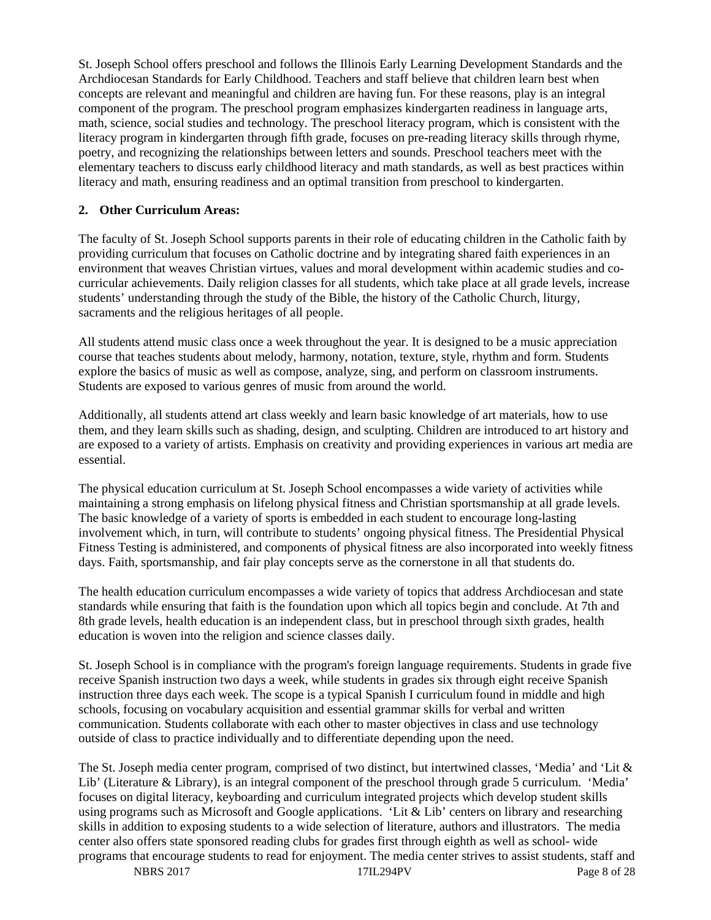St. Joseph School offers preschool and follows the Illinois Early Learning Development Standards and the Archdiocesan Standards for Early Childhood. Teachers and staff believe that children learn best when concepts are relevant and meaningful and children are having fun. For these reasons, play is an integral component of the program. The preschool program emphasizes kindergarten readiness in language arts, math, science, social studies and technology. The preschool literacy program, which is consistent with the literacy program in kindergarten through fifth grade, focuses on pre-reading literacy skills through rhyme, poetry, and recognizing the relationships between letters and sounds. Preschool teachers meet with the elementary teachers to discuss early childhood literacy and math standards, as well as best practices within literacy and math, ensuring readiness and an optimal transition from preschool to kindergarten.

**2. Other Curriculum Areas:**

The faculty of St. Joseph School supports parents in their role of educating children in the Catholic faith by providing curriculum that focuses on Catholic doctrine and by integrating shared faith experiences in an environment that weaves Christian virtues, values and moral development within academic studies and co-curricular achievements. Daily religion classes for all students, which take place at all grade levels, increase students' understanding through the study of the Bible, the history of the Catholic Church, liturgy, sacraments and the religious heritages of all people.

All students attend music class once a week throughout the year. It is designed to be a music appreciation course that teaches students about melody, harmony, notation, texture, style, rhythm and form. Students explore the basics of music as well as compose, analyze, sing, and perform on classroom instruments. Students are exposed to various genres of music from around the world.

Additionally, all students attend art class weekly and learn basic knowledge of art materials, how to use them, and they learn skills such as shading, design, and sculpting. Children are introduced to art history and are exposed to a variety of artists. Emphasis on creativity and providing experiences in various art media are essential.

The physical education curriculum at St. Joseph School encompasses a wide variety of activities while maintaining a strong emphasis on lifelong physical fitness and Christian sportsmanship at all grade levels. The basic knowledge of a variety of sports is embedded in each student to encourage long-lasting involvement which, in turn, will contribute to students' ongoing physical fitness. The Presidential Physical Fitness Testing is administered, and components of physical fitness are also incorporated into weekly fitness days. Faith, sportsmanship, and fair play concepts serve as the cornerstone in all that students do.

The health education curriculum encompasses a wide variety of topics that address Archdiocesan and state standards while ensuring that faith is the foundation upon which all topics begin and conclude. At 7th and 8th grade levels, health education is an independent class, but in preschool through sixth grades, health education is woven into the religion and science classes daily.

St. Joseph School is in compliance with the program's foreign language requirements. Students in grade five receive Spanish instruction two days a week, while students in grades six through eight receive Spanish instruction three days each week. The scope is a typical Spanish I curriculum found in middle and high schools, focusing on vocabulary acquisition and essential grammar skills for verbal and written communication. Students collaborate with each other to master objectives in class and use technology outside of class to practice individually and to differentiate depending upon the need.

The St. Joseph media center program, comprised of two distinct, but intertwined classes, 'Media' and 'Lit & Lib' (Literature & Library), is an integral component of the preschool through grade 5 curriculum. 'Media' focuses on digital literacy, keyboarding and curriculum integrated projects which develop student skills using programs such as Microsoft and Google applications. 'Lit & Lib' centers on library and researching skills in addition to exposing students to a wide selection of literature, authors and illustrators. The media center also offers state sponsored reading clubs for grades first through eighth as well as school- wide programs that encourage students to read for enjoyment. The media center strives to assist students, staff and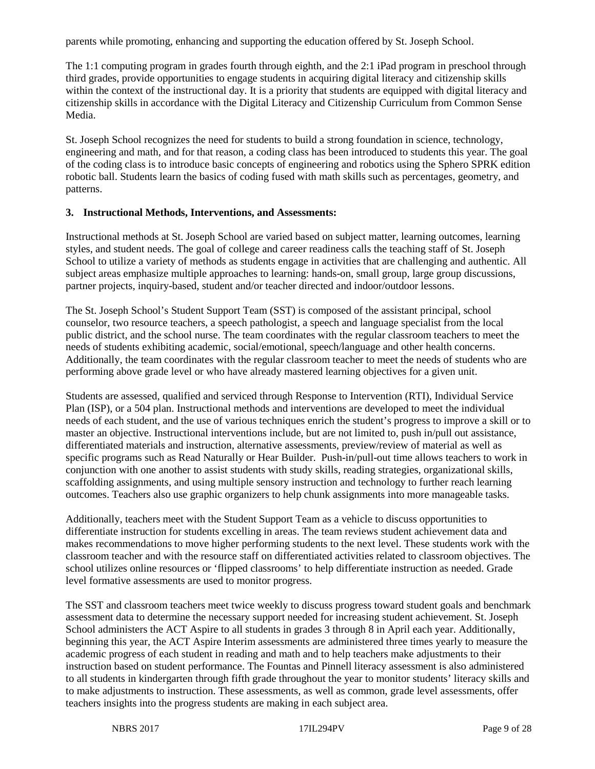parents while promoting, enhancing and supporting the education offered by St. Joseph School.

The 1:1 computing program in grades fourth through eighth, and the 2:1 iPad program in preschool through third grades, provide opportunities to engage students in acquiring digital literacy and citizenship skills within the context of the instructional day. It is a priority that students are equipped with digital literacy and citizenship skills in accordance with the Digital Literacy and Citizenship Curriculum from Common Sense Media.

St. Joseph School recognizes the need for students to build a strong foundation in science, technology, engineering and math, and for that reason, a coding class has been introduced to students this year. The goal of the coding class is to introduce basic concepts of engineering and robotics using the Sphero SPRK edition robotic ball. Students learn the basics of coding fused with math skills such as percentages, geometry, and patterns.

**3. Instructional Methods, Interventions, and Assessments:**

Instructional methods at St. Joseph School are varied based on subject matter, learning outcomes, learning styles, and student needs. The goal of college and career readiness calls the teaching staff of St. Joseph School to utilize a variety of methods as students engage in activities that are challenging and authentic. All subject areas emphasize multiple approaches to learning: hands-on, small group, large group discussions, partner projects, inquiry-based, student and/or teacher directed and indoor/outdoor lessons.

The St. Joseph School's Student Support Team (SST) is composed of the assistant principal, school counselor, two resource teachers, a speech pathologist, a speech and language specialist from the local public district, and the school nurse. The team coordinates with the regular classroom teachers to meet the needs of students exhibiting academic, social/emotional, speech/language and other health concerns. Additionally, the team coordinates with the regular classroom teacher to meet the needs of students who are performing above grade level or who have already mastered learning objectives for a given unit.

Students are assessed, qualified and serviced through Response to Intervention (RTI), Individual Service Plan (ISP), or a 504 plan. Instructional methods and interventions are developed to meet the individual needs of each student, and the use of various techniques enrich the student's progress to improve a skill or to master an objective. Instructional interventions include, but are not limited to, push in/pull out assistance, differentiated materials and instruction, alternative assessments, preview/review of material as well as specific programs such as Read Naturally or Hear Builder. Push-in/pull-out time allows teachers to work in conjunction with one another to assist students with study skills, reading strategies, organizational skills, scaffolding assignments, and using multiple sensory instruction and technology to further reach learning outcomes. Teachers also use graphic organizers to help chunk assignments into more manageable tasks.

Additionally, teachers meet with the Student Support Team as a vehicle to discuss opportunities to differentiate instruction for students excelling in areas. The team reviews student achievement data and makes recommendations to move higher performing students to the next level. These students work with the classroom teacher and with the resource staff on differentiated activities related to classroom objectives. The school utilizes online resources or 'flipped classrooms' to help differentiate instruction as needed. Grade level formative assessments are used to monitor progress.

The SST and classroom teachers meet twice weekly to discuss progress toward student goals and benchmark assessment data to determine the necessary support needed for increasing student achievement. St. Joseph School administers the ACT Aspire to all students in grades 3 through 8 in April each year. Additionally, beginning this year, the ACT Aspire Interim assessments are administered three times yearly to measure the academic progress of each student in reading and math and to help teachers make adjustments to their instruction based on student performance. The Fountas and Pinnell literacy assessment is also administered to all students in kindergarten through fifth grade throughout the year to monitor students' literacy skills and to make adjustments to instruction. These assessments, as well as common, grade level assessments, offer teachers insights into the progress students are making in each subject area.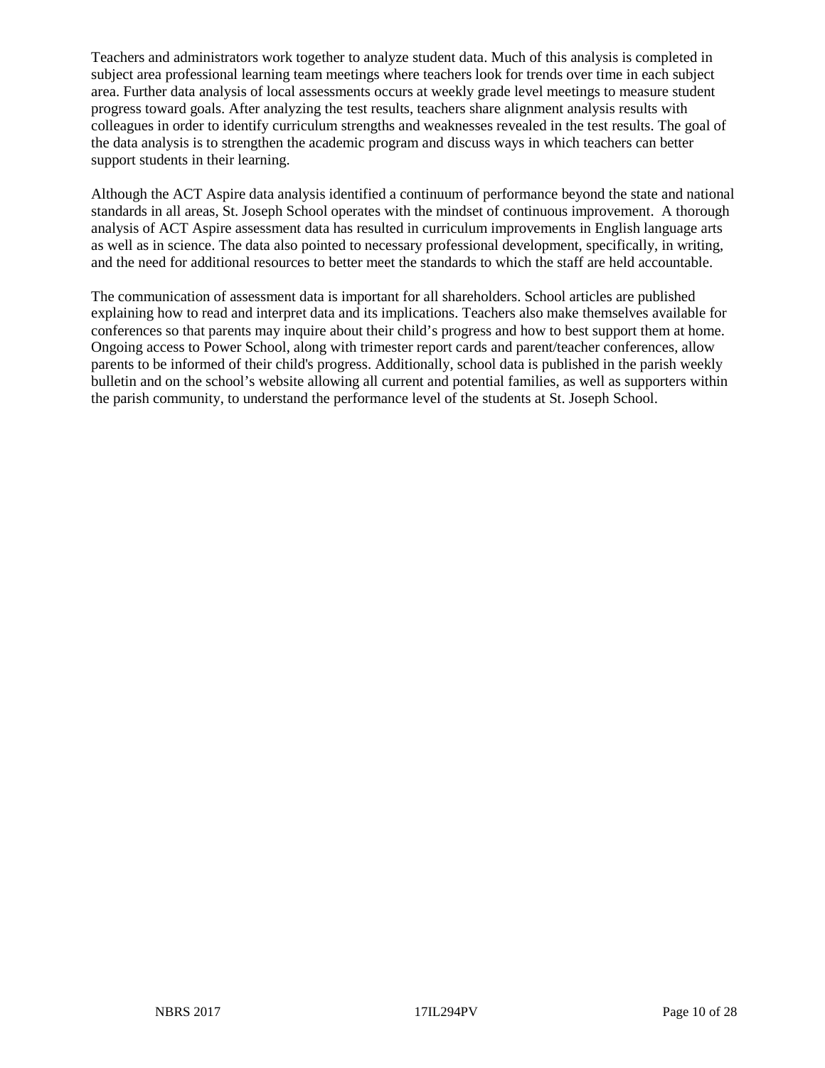Teachers and administrators work together to analyze student data. Much of this analysis is completed in subject area professional learning team meetings where teachers look for trends over time in each subject area. Further data analysis of local assessments occurs at weekly grade level meetings to measure student progress toward goals. After analyzing the test results, teachers share alignment analysis results with colleagues in order to identify curriculum strengths and weaknesses revealed in the test results. The goal of the data analysis is to strengthen the academic program and discuss ways in which teachers can better support students in their learning.

Although the ACT Aspire data analysis identified a continuum of performance beyond the state and national standards in all areas, St. Joseph School operates with the mindset of continuous improvement. A thorough analysis of ACT Aspire assessment data has resulted in curriculum improvements in English language arts as well as in science. The data also pointed to necessary professional development, specifically, in writing, and the need for additional resources to better meet the standards to which the staff are held accountable.

The communication of assessment data is important for all shareholders. School articles are published explaining how to read and interpret data and its implications. Teachers also make themselves available for conferences so that parents may inquire about their child's progress and how to best support them at home. Ongoing access to Power School, along with trimester report cards and parent/teacher conferences, allow parents to be informed of their child's progress. Additionally, school data is published in the parish weekly bulletin and on the school's website allowing all current and potential families, as well as supporters within the parish community, to understand the performance level of the students at St. Joseph School.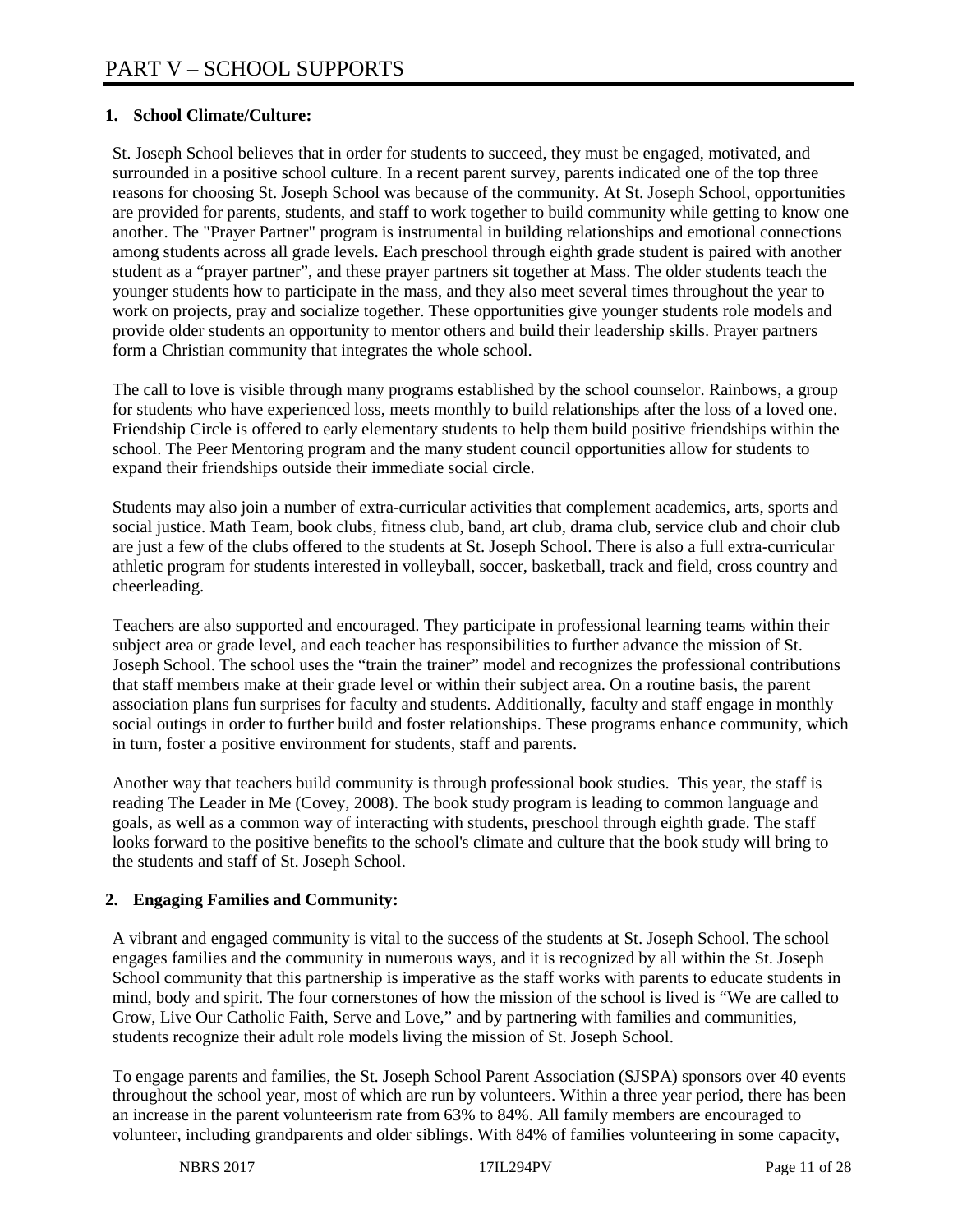# PART V – SCHOOL SUPPORTS

## 1. School Climate/Culture:

St. Joseph School believes that in order for students to succeed, they must be engaged, motivated, and surrounded in a positive school culture. In a recent parent survey, parents indicated one of the top three reasons for choosing St. Joseph School was because of the community. At St. Joseph School, opportunities are provided for parents, students, and staff to work together to build community while getting to know one another. The "Prayer Partner" program is instrumental in building relationships and emotional connections among students across all grade levels. Each preschool through eighth grade student is paired with another student as a "prayer partner", and these prayer partners sit together at Mass. The older students teach the younger students how to participate in the mass, and they also meet several times throughout the year to work on projects, pray and socialize together. These opportunities give younger students role models and provide older students an opportunity to mentor others and build their leadership skills. Prayer partners form a Christian community that integrates the whole school.

The call to love is visible through many programs established by the school counselor. Rainbows, a group for students who have experienced loss, meets monthly to build relationships after the loss of a loved one. Friendship Circle is offered to early elementary students to help them build positive friendships within the school. The Peer Mentoring program and the many student council opportunities allow for students to expand their friendships outside their immediate social circle.

Students may also join a number of extra-curricular activities that complement academics, arts, sports and social justice. Math Team, book clubs, fitness club, band, art club, drama club, service club and choir club are just a few of the clubs offered to the students at St. Joseph School. There is also a full extra-curricular athletic program for students interested in volleyball, soccer, basketball, track and field, cross country and cheerleading.

Teachers are also supported and encouraged. They participate in professional learning teams within their subject area or grade level, and each teacher has responsibilities to further advance the mission of St. Joseph School. The school uses the "train the trainer" model and recognizes the professional contributions that staff members make at their grade level or within their subject area. On a routine basis, the parent association plans fun surprises for faculty and students. Additionally, faculty and staff engage in monthly social outings in order to further build and foster relationships. These programs enhance community, which in turn, foster a positive environment for students, staff and parents.

Another way that teachers build community is through professional book studies. This year, the staff is reading The Leader in Me (Covey, 2008). The book study program is leading to common language and goals, as well as a common way of interacting with students, preschool through eighth grade. The staff looks forward to the positive benefits to the school's climate and culture that the book study will bring to the students and staff of St. Joseph School.

## 2. Engaging Families and Community:

A vibrant and engaged community is vital to the success of the students at St. Joseph School. The school engages families and the community in numerous ways, and it is recognized by all within the St. Joseph School community that this partnership is imperative as the staff works with parents to educate students in mind, body and spirit. The four cornerstones of how the mission of the school is lived is "We are called to Grow, Live Our Catholic Faith, Serve and Love," and by partnering with families and communities, students recognize their adult role models living the mission of St. Joseph School.

To engage parents and families, the St. Joseph School Parent Association (SJSPA) sponsors over 40 events throughout the school year, most of which are run by volunteers. Within a three year period, there has been an increase in the parent volunteerism rate from 63% to 84%. All family members are encouraged to volunteer, including grandparents and older siblings. With 84% of families volunteering in some capacity,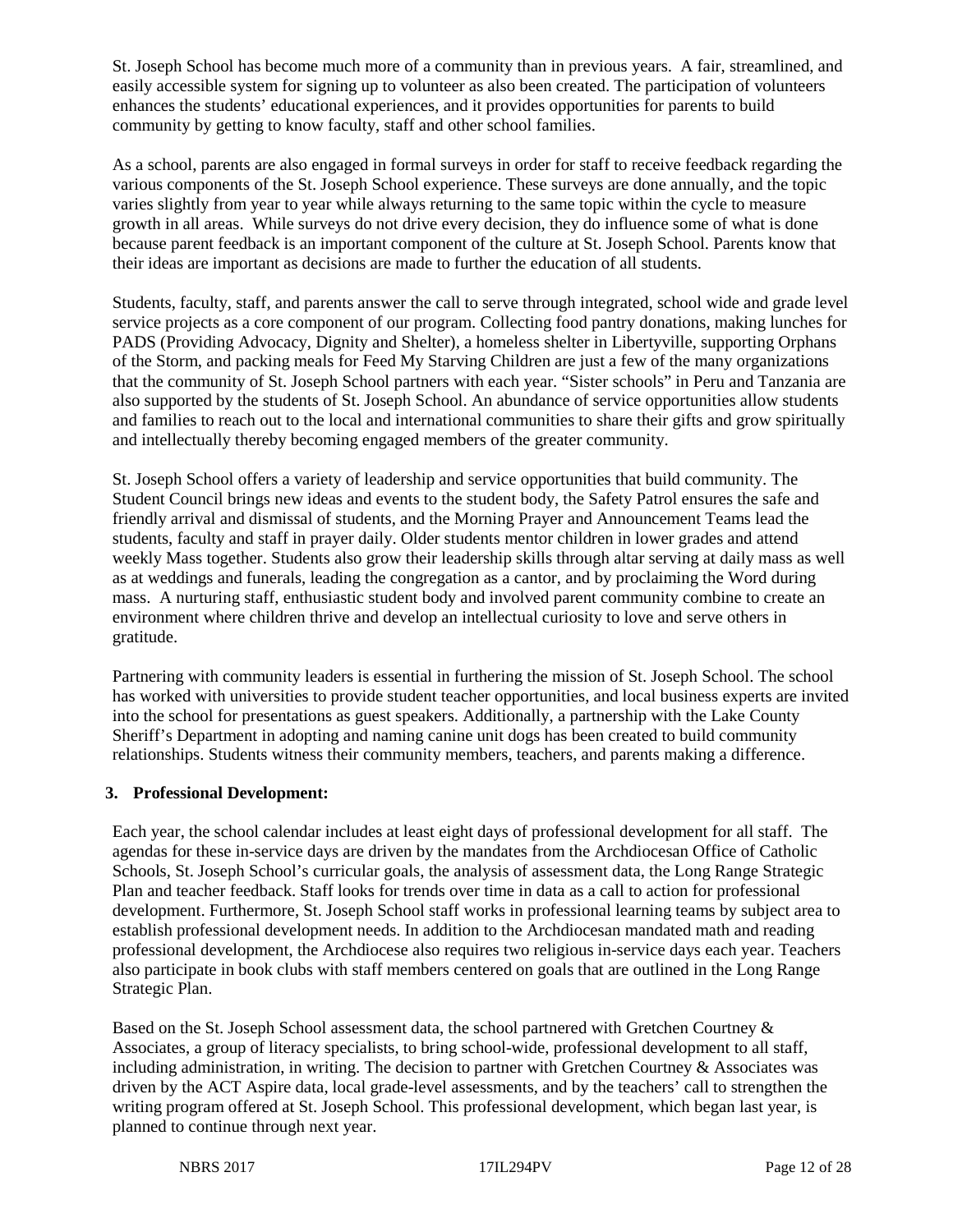St. Joseph School has become much more of a community than in previous years. A fair, streamlined, and easily accessible system for signing up to volunteer as also been created. The participation of volunteers enhances the students' educational experiences, and it provides opportunities for parents to build community by getting to know faculty, staff and other school families.

As a school, parents are also engaged in formal surveys in order for staff to receive feedback regarding the various components of the St. Joseph School experience. These surveys are done annually, and the topic varies slightly from year to year while always returning to the same topic within the cycle to measure growth in all areas. While surveys do not drive every decision, they do influence some of what is done because parent feedback is an important component of the culture at St. Joseph School. Parents know that their ideas are important as decisions are made to further the education of all students.

Students, faculty, staff, and parents answer the call to serve through integrated, school wide and grade level service projects as a core component of our program. Collecting food pantry donations, making lunches for PADS (Providing Advocacy, Dignity and Shelter), a homeless shelter in Libertyville, supporting Orphans of the Storm, and packing meals for Feed My Starving Children are just a few of the many organizations that the community of St. Joseph School partners with each year. "Sister schools" in Peru and Tanzania are also supported by the students of St. Joseph School. An abundance of service opportunities allow students and families to reach out to the local and international communities to share their gifts and grow spiritually and intellectually thereby becoming engaged members of the greater community.

St. Joseph School offers a variety of leadership and service opportunities that build community. The Student Council brings new ideas and events to the student body, the Safety Patrol ensures the safe and friendly arrival and dismissal of students, and the Morning Prayer and Announcement Teams lead the students, faculty and staff in prayer daily. Older students mentor children in lower grades and attend weekly Mass together. Students also grow their leadership skills through altar serving at daily mass as well as at weddings and funerals, leading the congregation as a cantor, and by proclaiming the Word during mass. A nurturing staff, enthusiastic student body and involved parent community combine to create an environment where children thrive and develop an intellectual curiosity to love and serve others in gratitude.

Partnering with community leaders is essential in furthering the mission of St. Joseph School. The school has worked with universities to provide student teacher opportunities, and local business experts are invited into the school for presentations as guest speakers. Additionally, a partnership with the Lake County Sheriff's Department in adopting and naming canine unit dogs has been created to build community relationships. Students witness their community members, teachers, and parents making a difference.

## 3. Professional Development:

Each year, the school calendar includes at least eight days of professional development for all staff. The agendas for these in-service days are driven by the mandates from the Archdiocesan Office of Catholic Schools, St. Joseph School's curricular goals, the analysis of assessment data, the Long Range Strategic Plan and teacher feedback. Staff looks for trends over time in data as a call to action for professional development. Furthermore, St. Joseph School staff works in professional learning teams by subject area to establish professional development needs. In addition to the Archdiocesan mandated math and reading professional development, the Archdiocese also requires two religious in-service days each year. Teachers also participate in book clubs with staff members centered on goals that are outlined in the Long Range Strategic Plan.

Based on the St. Joseph School assessment data, the school partnered with Gretchen Courtney & Associates, a group of literacy specialists, to bring school-wide, professional development to all staff, including administration, in writing. The decision to partner with Gretchen Courtney & Associates was driven by the ACT Aspire data, local grade-level assessments, and by the teachers' call to strengthen the writing program offered at St. Joseph School. This professional development, which began last year, is planned to continue through next year.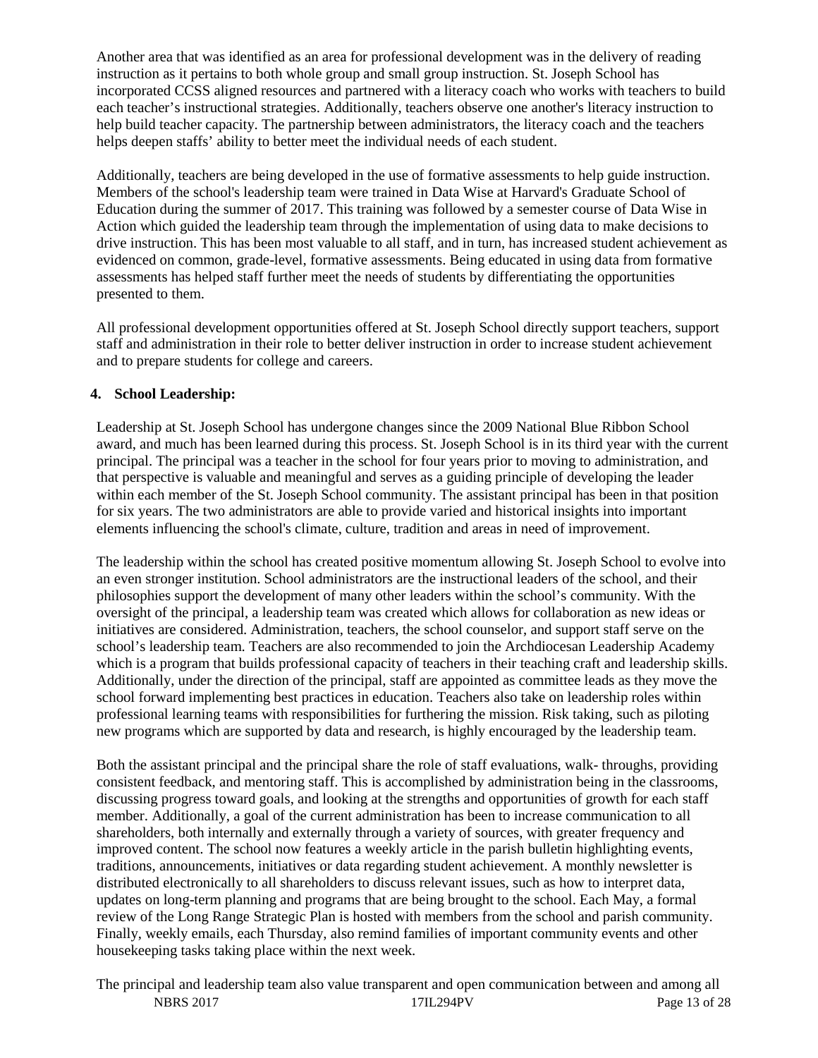Another area that was identified as an area for professional development was in the delivery of reading instruction as it pertains to both whole group and small group instruction. St. Joseph School has incorporated CCSS aligned resources and partnered with a literacy coach who works with teachers to build each teacher's instructional strategies. Additionally, teachers observe one another's literacy instruction to help build teacher capacity. The partnership between administrators, the literacy coach and the teachers helps deepen staffs' ability to better meet the individual needs of each student.

Additionally, teachers are being developed in the use of formative assessments to help guide instruction. Members of the school's leadership team were trained in Data Wise at Harvard's Graduate School of Education during the summer of 2017. This training was followed by a semester course of Data Wise in Action which guided the leadership team through the implementation of using data to make decisions to drive instruction. This has been most valuable to all staff, and in turn, has increased student achievement as evidenced on common, grade-level, formative assessments. Being educated in using data from formative assessments has helped staff further meet the needs of students by differentiating the opportunities presented to them.

All professional development opportunities offered at St. Joseph School directly support teachers, support staff and administration in their role to better deliver instruction in order to increase student achievement and to prepare students for college and careers.

**4. School Leadership:**

Leadership at St. Joseph School has undergone changes since the 2009 National Blue Ribbon School award, and much has been learned during this process. St. Joseph School is in its third year with the current principal. The principal was a teacher in the school for four years prior to moving to administration, and that perspective is valuable and meaningful and serves as a guiding principle of developing the leader within each member of the St. Joseph School community. The assistant principal has been in that position for six years. The two administrators are able to provide varied and historical insights into important elements influencing the school's climate, culture, tradition and areas in need of improvement.

The leadership within the school has created positive momentum allowing St. Joseph School to evolve into an even stronger institution. School administrators are the instructional leaders of the school, and their philosophies support the development of many other leaders within the school's community. With the oversight of the principal, a leadership team was created which allows for collaboration as new ideas or initiatives are considered. Administration, teachers, the school counselor, and support staff serve on the school's leadership team. Teachers are also recommended to join the Archdiocesan Leadership Academy which is a program that builds professional capacity of teachers in their teaching craft and leadership skills. Additionally, under the direction of the principal, staff are appointed as committee leads as they move the school forward implementing best practices in education. Teachers also take on leadership roles within professional learning teams with responsibilities for furthering the mission. Risk taking, such as piloting new programs which are supported by data and research, is highly encouraged by the leadership team.

Both the assistant principal and the principal share the role of staff evaluations, walk- throughs, providing consistent feedback, and mentoring staff. This is accomplished by administration being in the classrooms, discussing progress toward goals, and looking at the strengths and opportunities of growth for each staff member. Additionally, a goal of the current administration has been to increase communication to all shareholders, both internally and externally through a variety of sources, with greater frequency and improved content. The school now features a weekly article in the parish bulletin highlighting events, traditions, announcements, initiatives or data regarding student achievement. A monthly newsletter is distributed electronically to all shareholders to discuss relevant issues, such as how to interpret data, updates on long-term planning and programs that are being brought to the school. Each May, a formal review of the Long Range Strategic Plan is hosted with members from the school and parish community. Finally, weekly emails, each Thursday, also remind families of important community events and other housekeeping tasks taking place within the next week.

The principal and leadership team also value transparent and open communication between and among all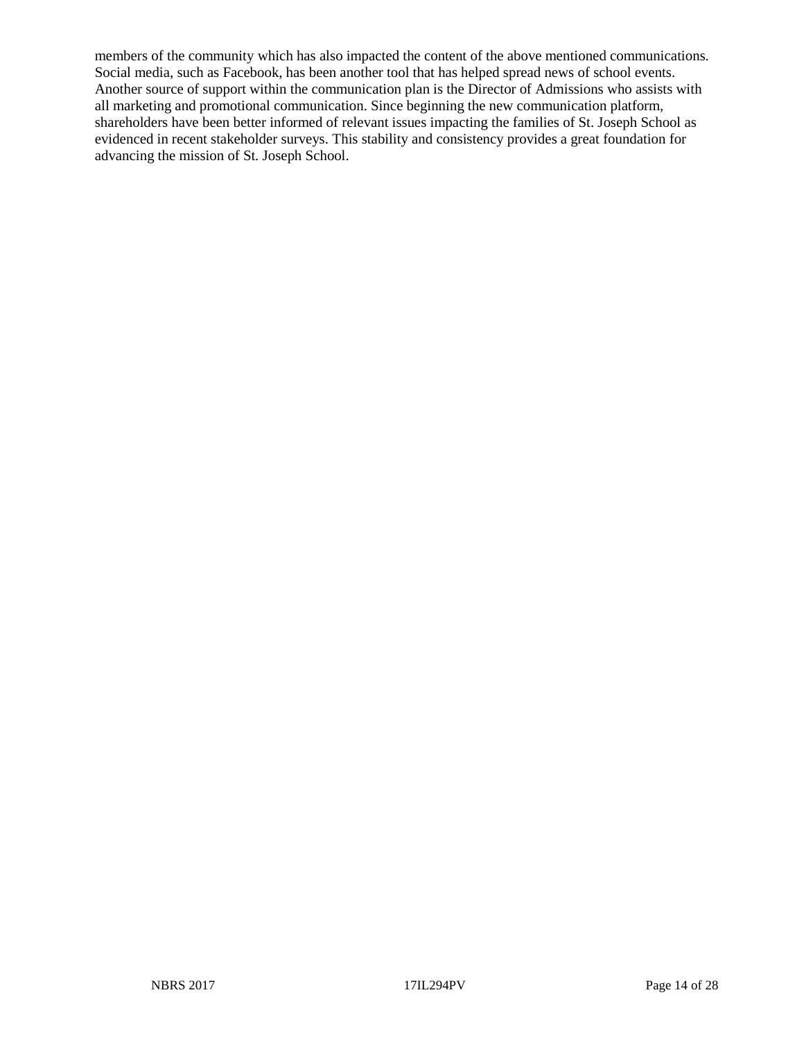members of the community which has also impacted the content of the above mentioned communications. Social media, such as Facebook, has been another tool that has helped spread news of school events. Another source of support within the communication plan is the Director of Admissions who assists with all marketing and promotional communication. Since beginning the new communication platform, shareholders have been better informed of relevant issues impacting the families of St. Joseph School as evidenced in recent stakeholder surveys. This stability and consistency provides a great foundation for advancing the mission of St. Joseph School.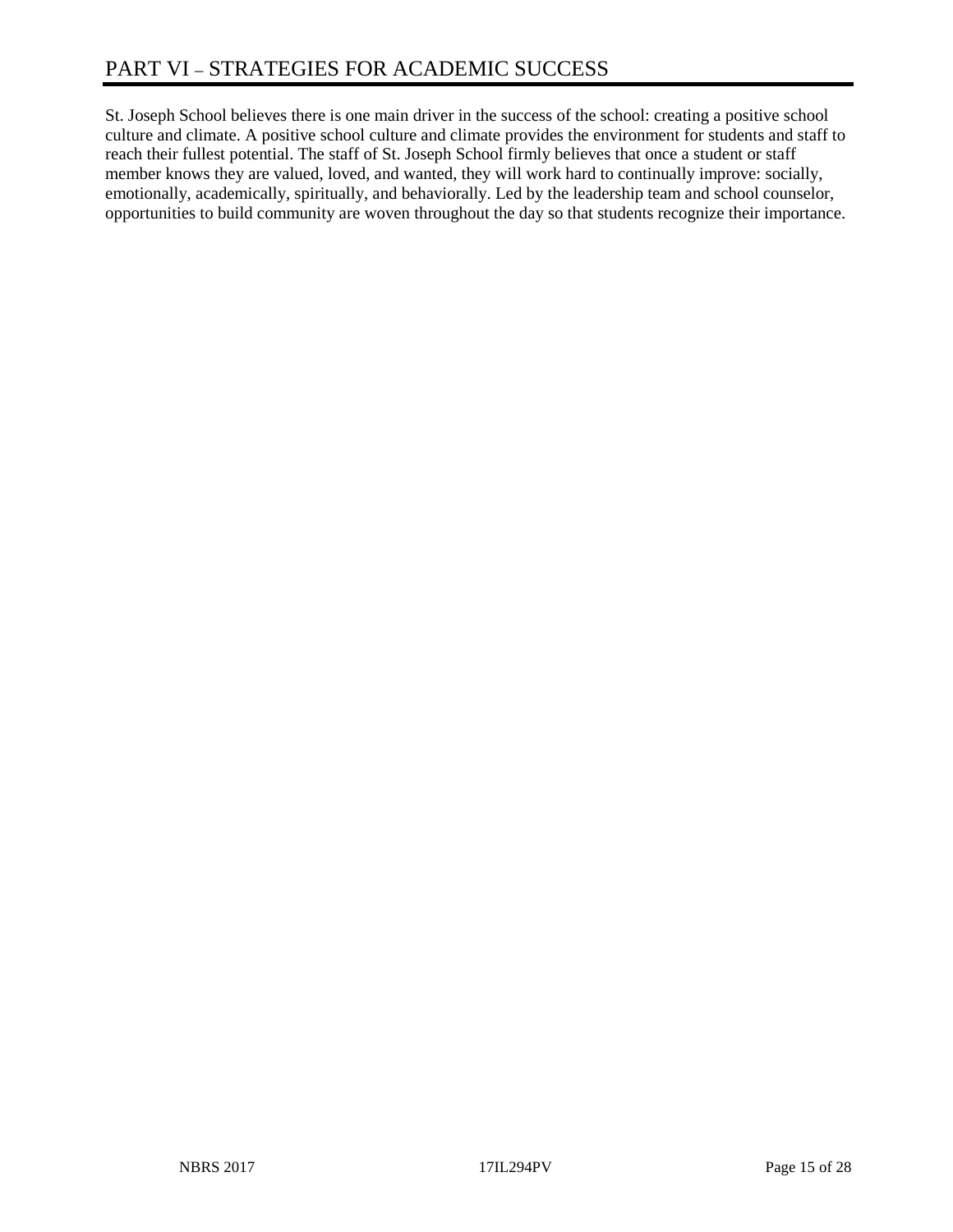# PART VI – STRATEGIES FOR ACADEMIC SUCCESS

St. Joseph School believes there is one main driver in the success of the school: creating a positive school culture and climate. A positive school culture and climate provides the environment for students and staff to reach their fullest potential. The staff of St. Joseph School firmly believes that once a student or staff member knows they are valued, loved, and wanted, they will work hard to continually improve: socially, emotionally, academically, spiritually, and behaviorally. Led by the leadership team and school counselor, opportunities to build community are woven throughout the day so that students recognize their importance.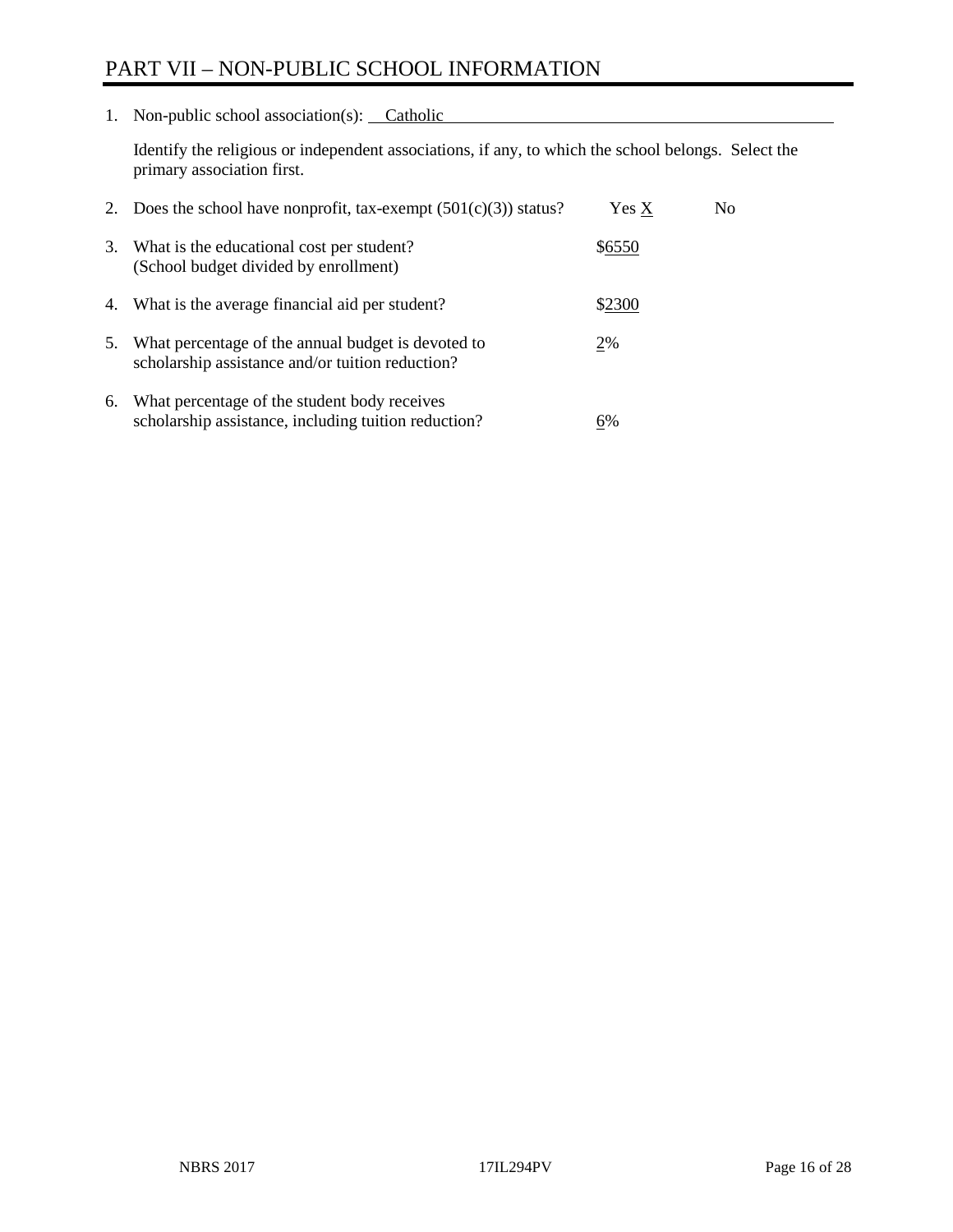# PART VII – NON-PUBLIC SCHOOL INFORMATION

1. Non-public school association(s): Catholic

   Identify the religious or independent associations, if any, to which the school belongs. Select the primary association first.

2. Does the school have nonprofit, tax-exempt (501(c)(3)) status? Yes X No

3. What is the educational cost per student? (School budget divided by enrollment) $6550

4. What is the average financial aid per student? $2300

5. What percentage of the annual budget is devoted to scholarship assistance and/or tuition reduction? 2%

6. What percentage of the student body receives scholarship assistance, including tuition reduction? 6%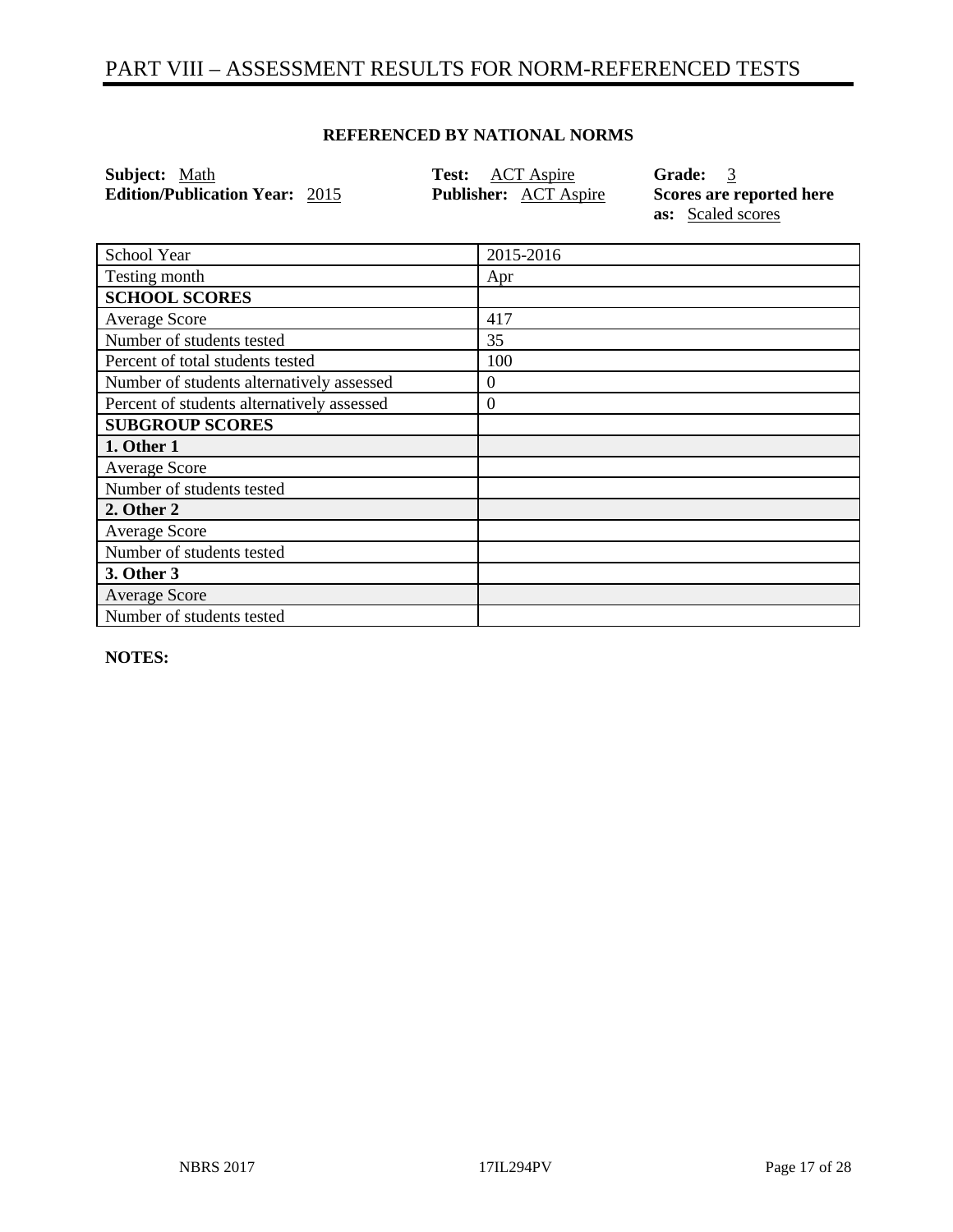# PART VIII – ASSESSMENT RESULTS FOR NORM-REFERENCED TESTS

**REFERENCED BY NATIONAL NORMS**

**Subject:** Math
**Edition/Publication Year:** 2015
**Test:** ACT Aspire
**Publisher:** ACT Aspire
**Grade:** 3
**Scores are reported here as:** Scaled scores

| School Year | 2015-2016 |
|---|---|
| Testing month | Apr |
| **SCHOOL SCORES** | |
| Average Score | 417 |
| Number of students tested | 35 |
| Percent of total students tested | 100 |
| Number of students alternatively assessed | 0 |
| Percent of students alternatively assessed | 0 |
| **SUBGROUP SCORES** | |
| **1. Other 1** | |
| Average Score | |
| Number of students tested | |
| **2. Other 2** | |
| Average Score | |
| Number of students tested | |
| **3. Other 3** | |
| Average Score | |
| Number of students tested | |

**NOTES:**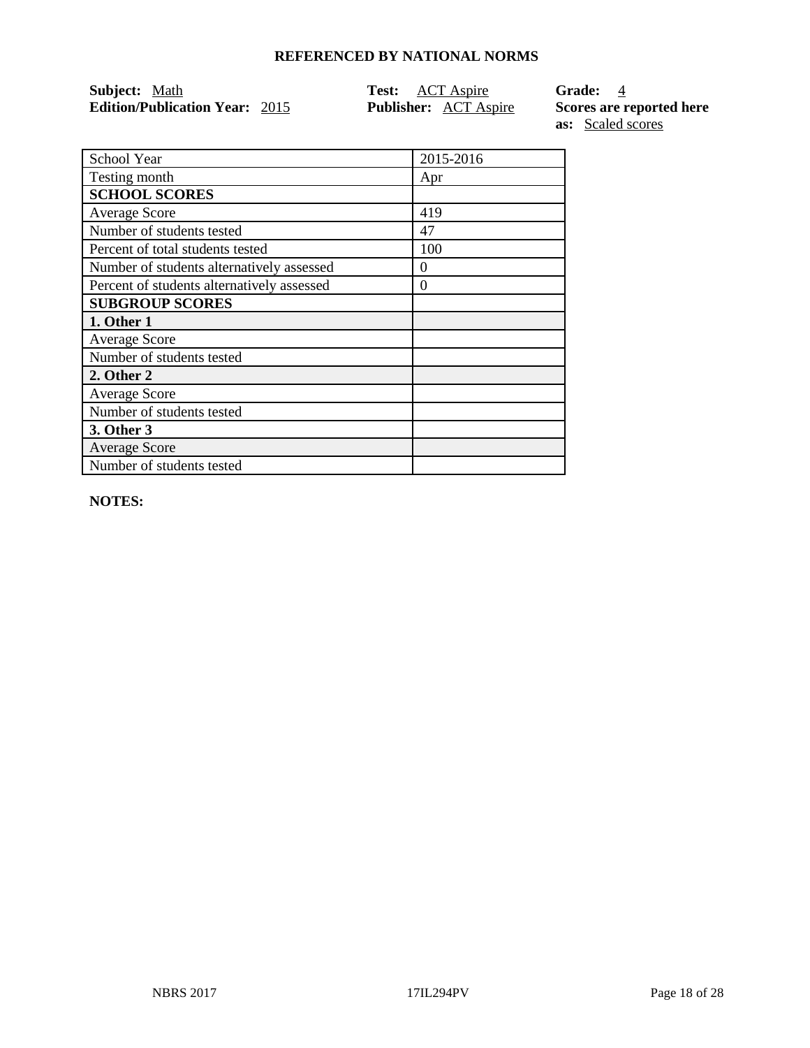**REFERENCED BY NATIONAL NORMS**

**Subject:** Math
**Edition/Publication Year:** 2015
**Test:** ACT Aspire
**Publisher:** ACT Aspire
**Grade:** 4
**Scores are reported here as:** Scaled scores

| School Year | 2015-2016 |
|---|---|
| Testing month | Apr |
| **SCHOOL SCORES** | |
| Average Score | 419 |
| Number of students tested | 47 |
| Percent of total students tested | 100 |
| Number of students alternatively assessed | 0 |
| Percent of students alternatively assessed | 0 |
| **SUBGROUP SCORES** | |
| **1. Other 1** | |
| Average Score | |
| Number of students tested | |
| **2. Other 2** | |
| Average Score | |
| Number of students tested | |
| **3. Other 3** | |
| Average Score | |
| Number of students tested | |

**NOTES:**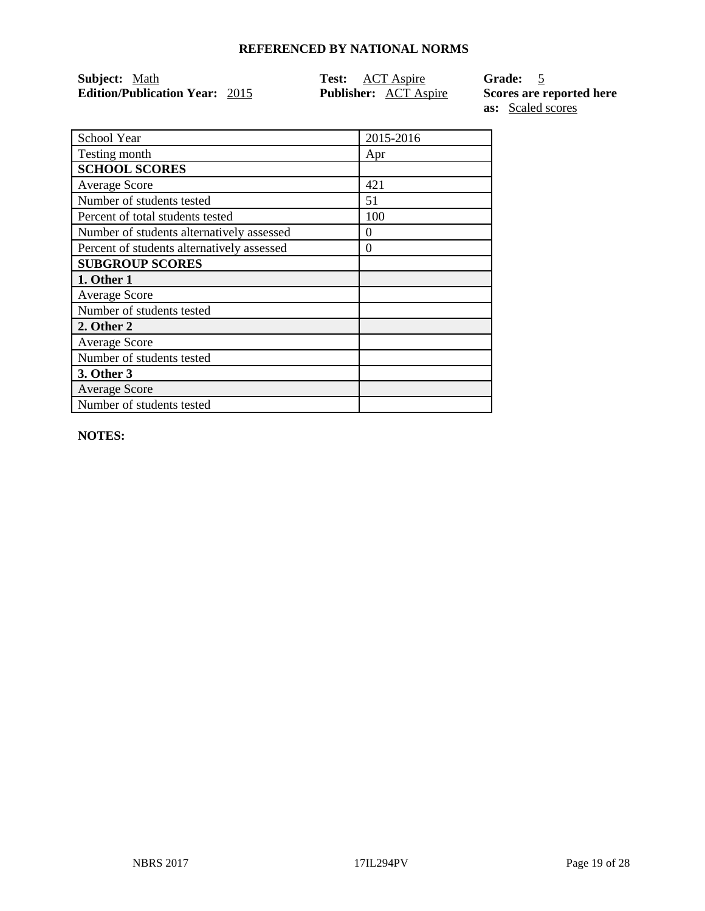## REFERENCED BY NATIONAL NORMS

**Subject:** Math
**Edition/Publication Year:** 2015
**Test:** ACT Aspire
**Publisher:** ACT Aspire
**Grade:** 5
**Scores are reported here as:** Scaled scores

| School Year | 2015-2016 |
|---|---|
| Testing month | Apr |
| **SCHOOL SCORES** | |
| Average Score | 421 |
| Number of students tested | 51 |
| Percent of total students tested | 100 |
| Number of students alternatively assessed | 0 |
| Percent of students alternatively assessed | 0 |
| **SUBGROUP SCORES** | |
| **1. Other 1** | |
| Average Score | |
| Number of students tested | |
| **2. Other 2** | |
| Average Score | |
| Number of students tested | |
| **3. Other 3** | |
| Average Score | |
| Number of students tested | |

**NOTES:**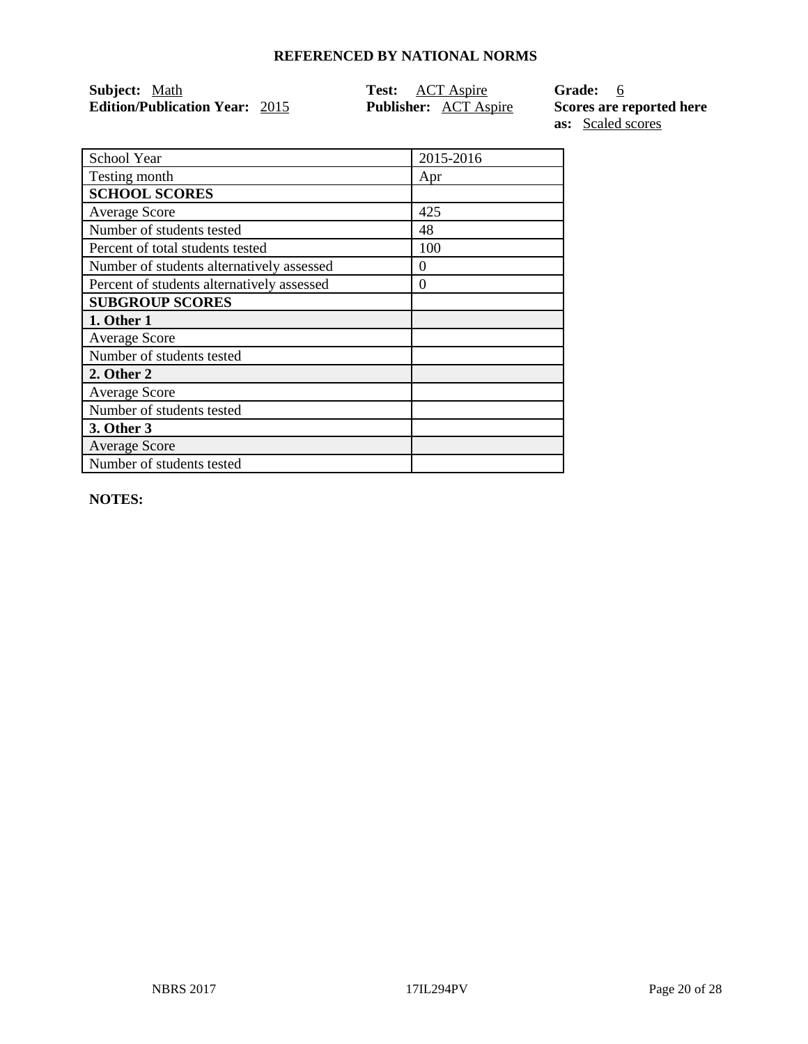## REFERENCED BY NATIONAL NORMS

**Subject:** Math
**Edition/Publication Year:** 2015

**Test:** ACT Aspire
**Publisher:** ACT Aspire

**Grade:** 6
**Scores are reported here as:** Scaled scores

| School Year | 2015-2016 |
|---|---|
| Testing month | Apr |
| **SCHOOL SCORES** | |
| Average Score | 425 |
| Number of students tested | 48 |
| Percent of total students tested | 100 |
| Number of students alternatively assessed | 0 |
| Percent of students alternatively assessed | 0 |
| **SUBGROUP SCORES** | |
| **1. Other 1** | |
| Average Score | |
| Number of students tested | |
| **2. Other 2** | |
| Average Score | |
| Number of students tested | |
| **3. Other 3** | |
| Average Score | |
| Number of students tested | |

**NOTES:**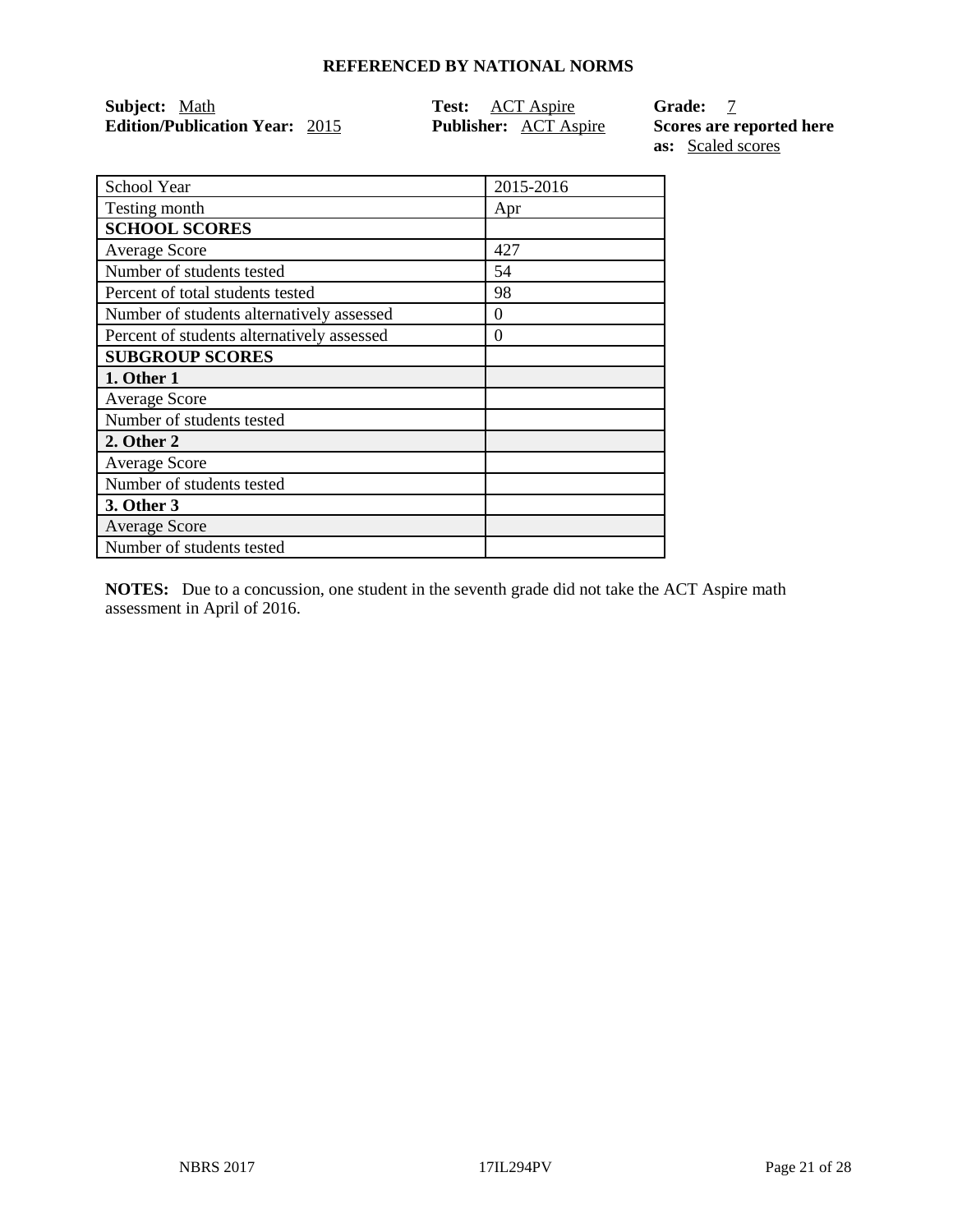**REFERENCED BY NATIONAL NORMS**

**Subject:** Math  
**Edition/Publication Year:** 2015

**Test:** ACT Aspire  
**Publisher:** ACT Aspire

**Grade:** 7  
**Scores are reported here as:** Scaled scores

| School Year | 2015-2016 |
|---|---|
| Testing month | Apr |
| **SCHOOL SCORES** | |
| Average Score | 427 |
| Number of students tested | 54 |
| Percent of total students tested | 98 |
| Number of students alternatively assessed | 0 |
| Percent of students alternatively assessed | 0 |
| **SUBGROUP SCORES** | |
| **1. Other 1** | |
| Average Score | |
| Number of students tested | |
| **2. Other 2** | |
| Average Score | |
| Number of students tested | |
| **3. Other 3** | |
| Average Score | |
| Number of students tested | |

**NOTES:** Due to a concussion, one student in the seventh grade did not take the ACT Aspire math assessment in April of 2016.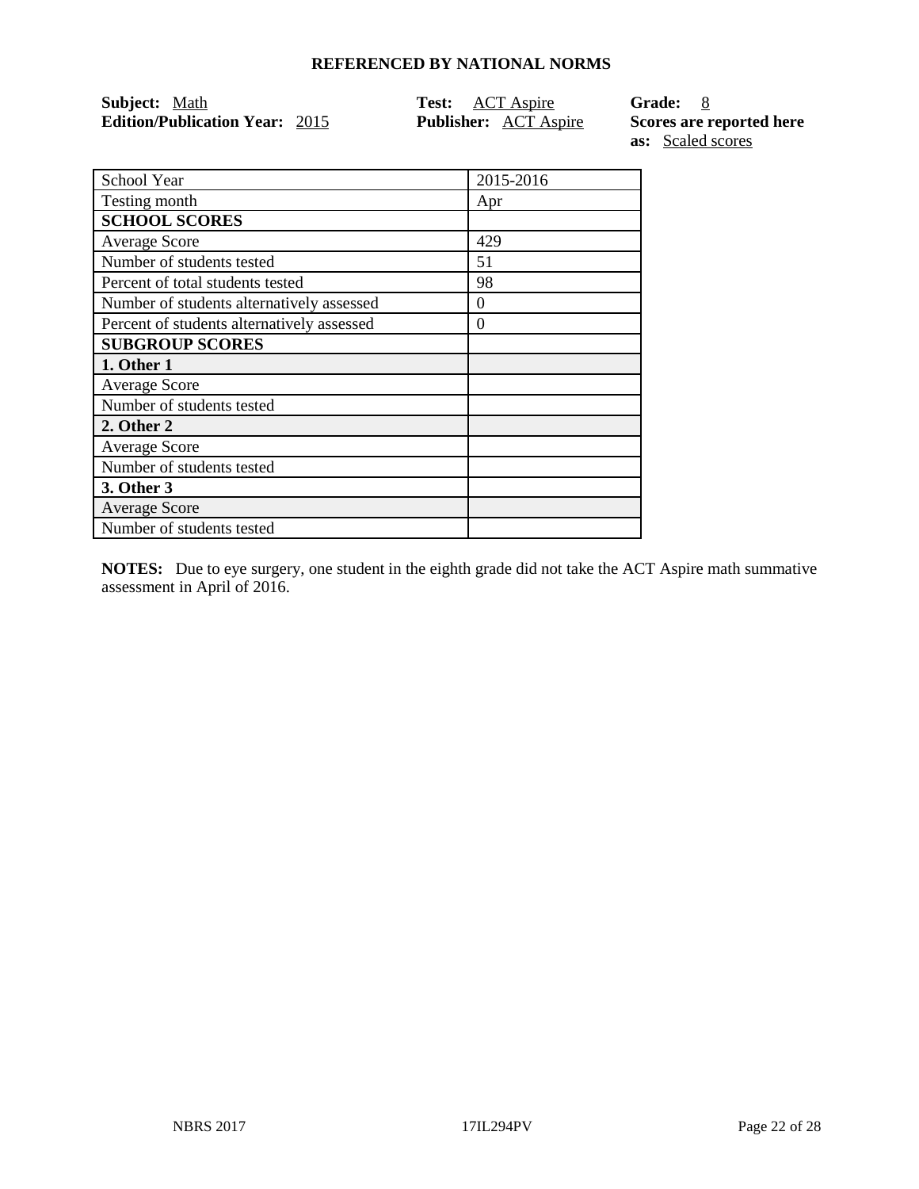## REFERENCED BY NATIONAL NORMS

**Subject:** Math
**Edition/Publication Year:** 2015
**Test:** ACT Aspire
**Publisher:** ACT Aspire
**Grade:** 8
**Scores are reported here as:** Scaled scores

| School Year | 2015-2016 |
|---|---|
| Testing month | Apr |
| **SCHOOL SCORES** | |
| Average Score | 429 |
| Number of students tested | 51 |
| Percent of total students tested | 98 |
| Number of students alternatively assessed | 0 |
| Percent of students alternatively assessed | 0 |
| **SUBGROUP SCORES** | |
| **1. Other 1** | |
| Average Score | |
| Number of students tested | |
| **2. Other 2** | |
| Average Score | |
| Number of students tested | |
| **3. Other 3** | |
| Average Score | |
| Number of students tested | |

**NOTES:** Due to eye surgery, one student in the eighth grade did not take the ACT Aspire math summative assessment in April of 2016.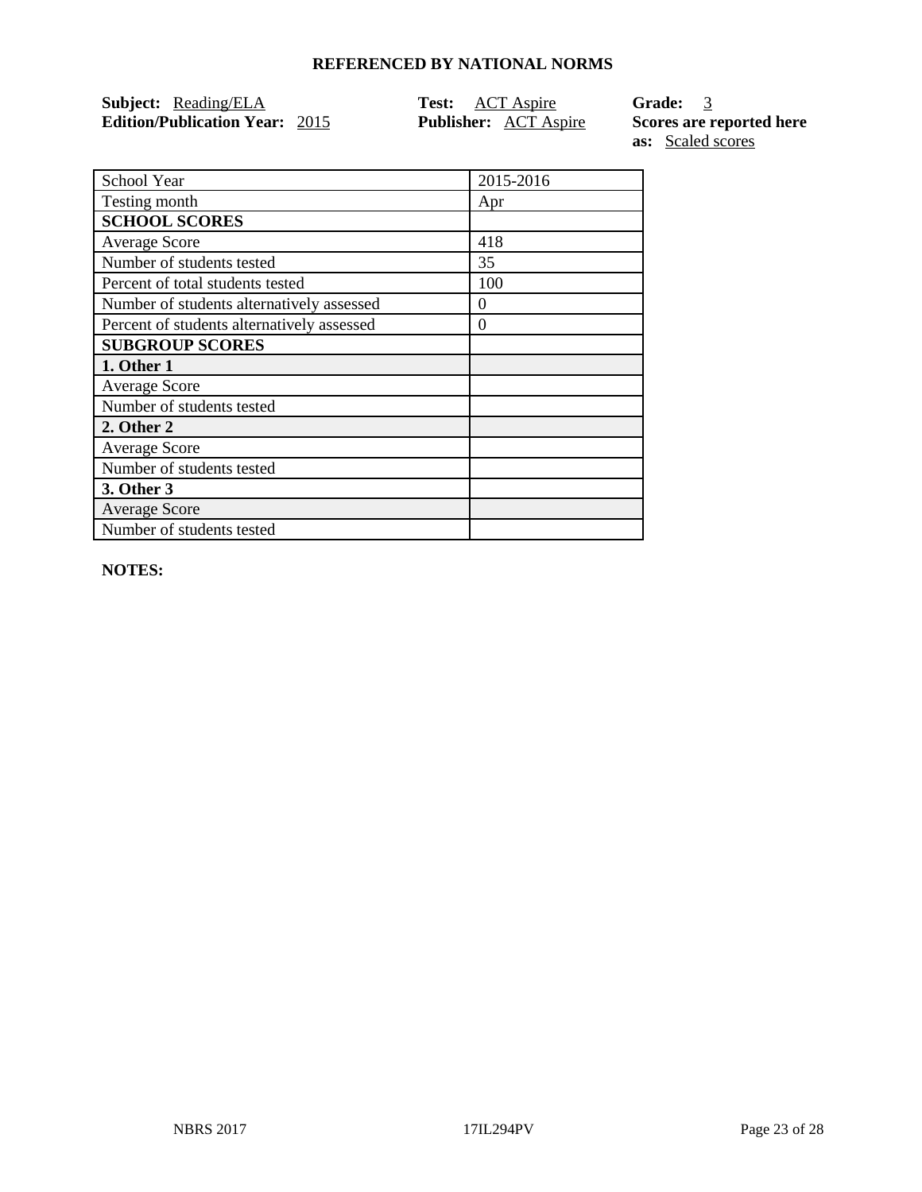## REFERENCED BY NATIONAL NORMS

**Subject:** Reading/ELA
**Edition/Publication Year:** 2015
**Test:** ACT Aspire
**Publisher:** ACT Aspire
**Grade:** 3
**Scores are reported here as:** Scaled scores

| School Year | 2015-2016 |
| --- | --- |
| Testing month | Apr |
| **SCHOOL SCORES** | |
| Average Score | 418 |
| Number of students tested | 35 |
| Percent of total students tested | 100 |
| Number of students alternatively assessed | 0 |
| Percent of students alternatively assessed | 0 |
| **SUBGROUP SCORES** | |
| **1. Other 1** | |
| Average Score | |
| Number of students tested | |
| **2. Other 2** | |
| Average Score | |
| Number of students tested | |
| **3. Other 3** | |
| Average Score | |
| Number of students tested | |

**NOTES:**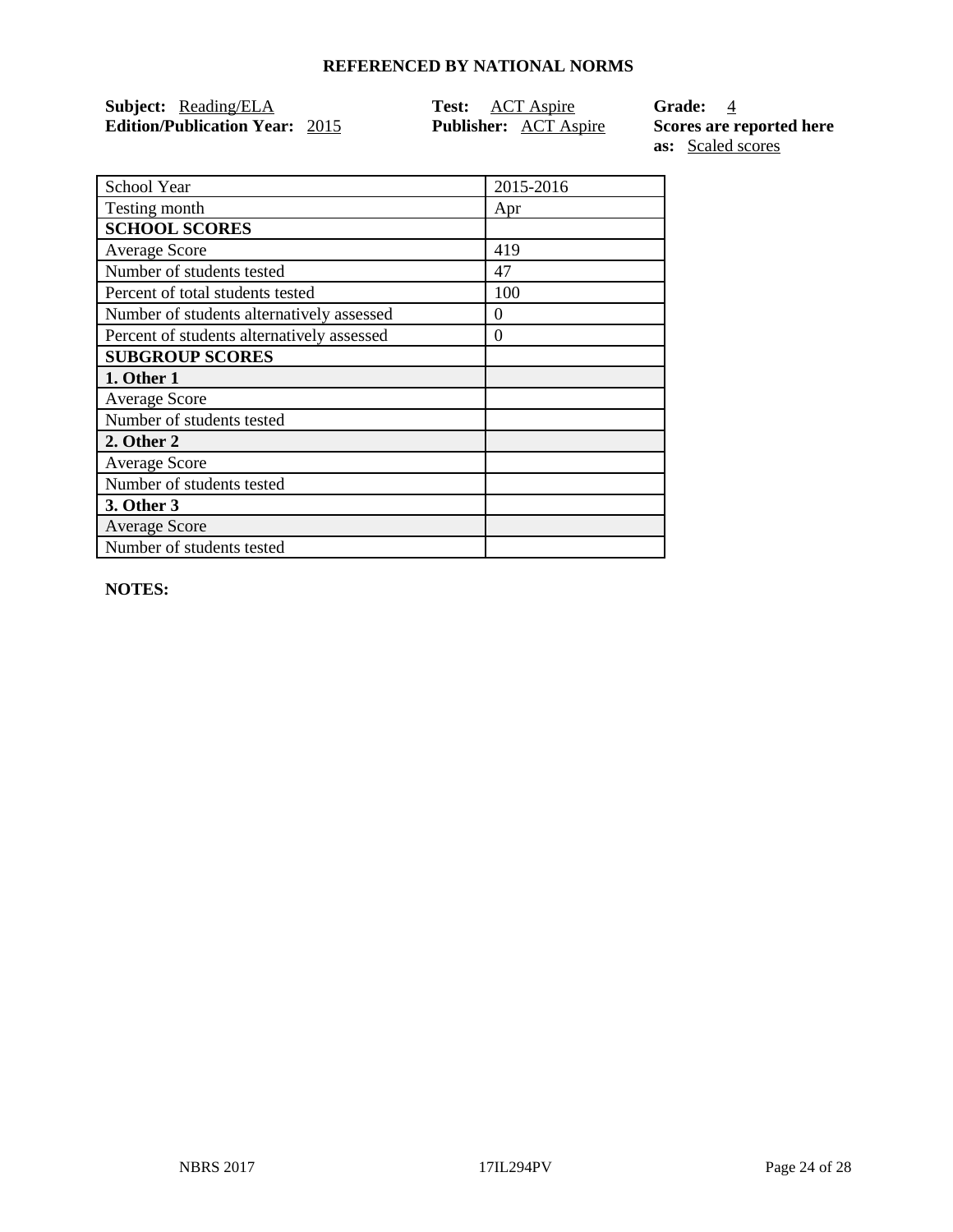**REFERENCED BY NATIONAL NORMS**

**Subject:** Reading/ELA
**Edition/Publication Year:** 2015

**Test:** ACT Aspire
**Publisher:** ACT Aspire

**Grade:** 4
**Scores are reported here as:** Scaled scores

| School Year | 2015-2016 |
|---|---|
| Testing month | Apr |
| **SCHOOL SCORES** | |
| Average Score | 419 |
| Number of students tested | 47 |
| Percent of total students tested | 100 |
| Number of students alternatively assessed | 0 |
| Percent of students alternatively assessed | 0 |
| **SUBGROUP SCORES** | |
| **1. Other 1** | |
| Average Score | |
| Number of students tested | |
| **2. Other 2** | |
| Average Score | |
| Number of students tested | |
| **3. Other 3** | |
| Average Score | |
| Number of students tested | |

**NOTES:**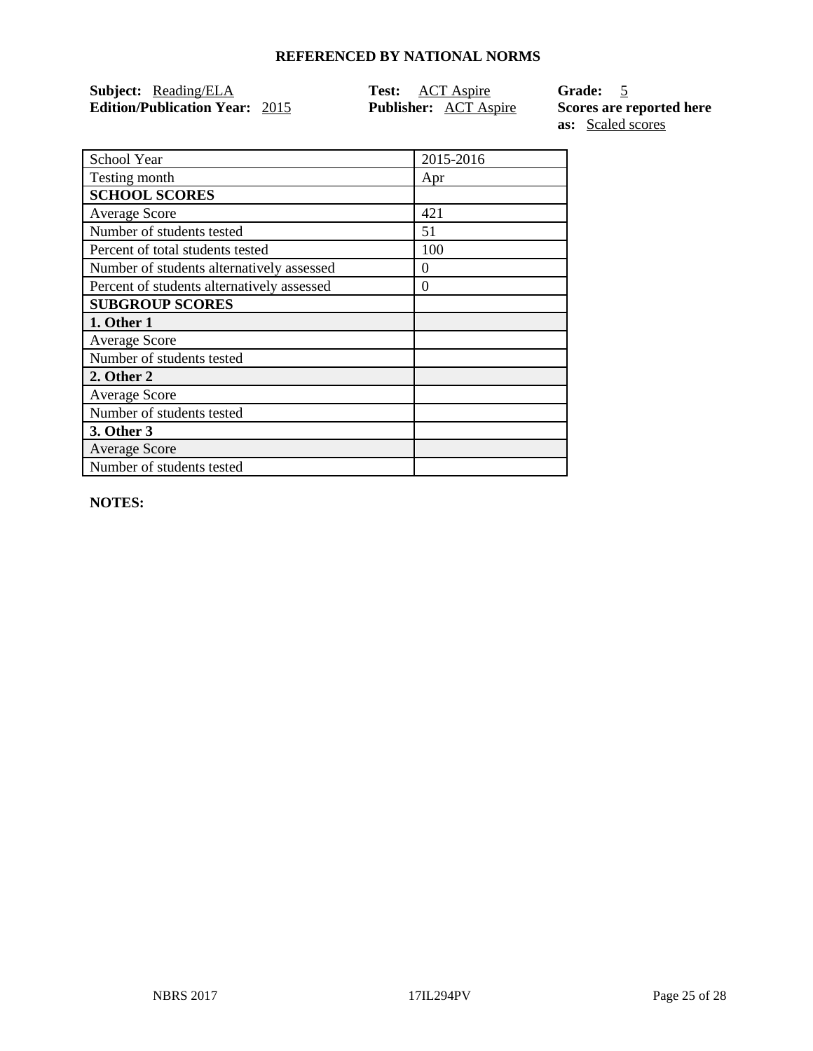## REFERENCED BY NATIONAL NORMS

**Subject:** Reading/ELA **Test:** ACT Aspire **Grade:** 5
**Edition/Publication Year:** 2015 **Publisher:** ACT Aspire **Scores are reported here as:** Scaled scores

| School Year | 2015-2016 |
|---|---|
| Testing month | Apr |
| **SCHOOL SCORES** | |
| Average Score | 421 |
| Number of students tested | 51 |
| Percent of total students tested | 100 |
| Number of students alternatively assessed | 0 |
| Percent of students alternatively assessed | 0 |
| **SUBGROUP SCORES** | |
| **1. Other 1** | |
| Average Score | |
| Number of students tested | |
| **2. Other 2** | |
| Average Score | |
| Number of students tested | |
| **3. Other 3** | |
| Average Score | |
| Number of students tested | |

**NOTES:**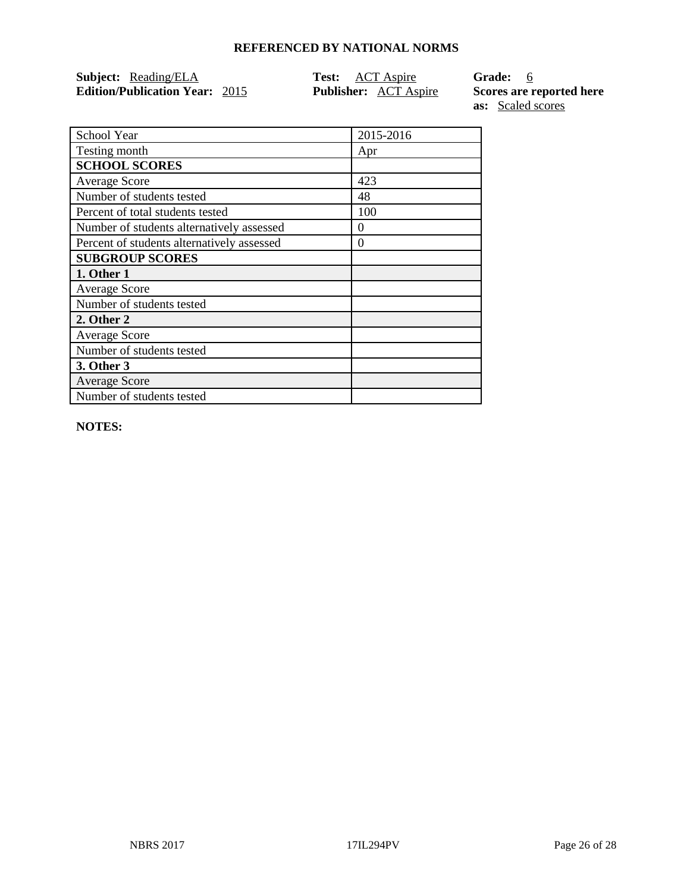**REFERENCED BY NATIONAL NORMS**

**Subject:** Reading/ELA
**Edition/Publication Year:** 2015

**Test:** ACT Aspire
**Publisher:** ACT Aspire

**Grade:** 6
**Scores are reported here as:** Scaled scores

| School Year | 2015-2016 |
|---|---|
| Testing month | Apr |
| **SCHOOL SCORES** | |
| Average Score | 423 |
| Number of students tested | 48 |
| Percent of total students tested | 100 |
| Number of students alternatively assessed | 0 |
| Percent of students alternatively assessed | 0 |
| **SUBGROUP SCORES** | |
| **1. Other 1** | |
| Average Score | |
| Number of students tested | |
| **2. Other 2** | |
| Average Score | |
| Number of students tested | |
| **3. Other 3** | |
| Average Score | |
| Number of students tested | |

**NOTES:**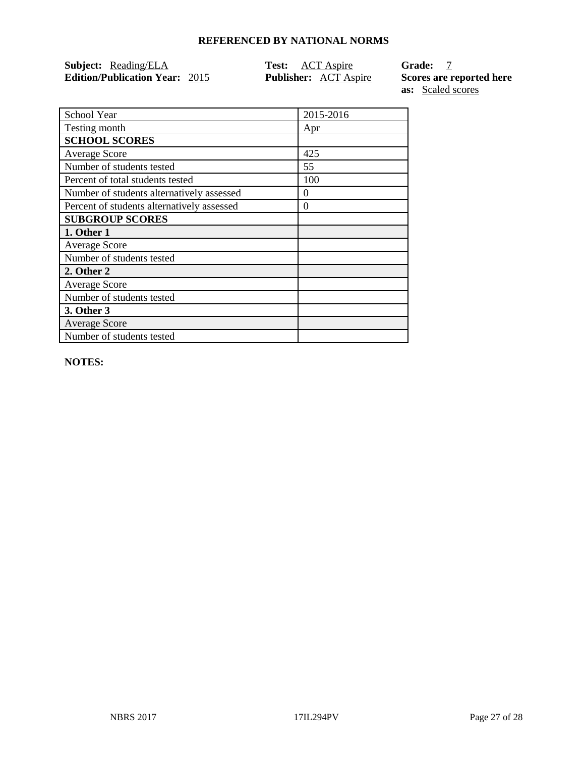## REFERENCED BY NATIONAL NORMS

**Subject:** Reading/ELA **Test:** ACT Aspire **Grade:** 7
**Edition/Publication Year:** 2015 **Publisher:** ACT Aspire **Scores are reported here as:** Scaled scores

| School Year | 2015-2016 |
|---|---|
| Testing month | Apr |
| **SCHOOL SCORES** | |
| Average Score | 425 |
| Number of students tested | 55 |
| Percent of total students tested | 100 |
| Number of students alternatively assessed | 0 |
| Percent of students alternatively assessed | 0 |
| **SUBGROUP SCORES** | |
| **1. Other 1** | |
| Average Score | |
| Number of students tested | |
| **2. Other 2** | |
| Average Score | |
| Number of students tested | |
| **3. Other 3** | |
| Average Score | |
| Number of students tested | |

**NOTES:**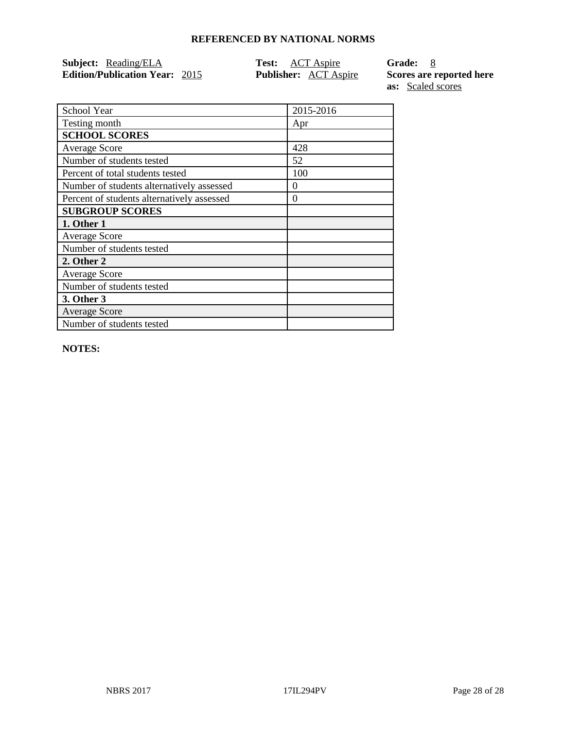**REFERENCED BY NATIONAL NORMS**

**Subject:** Reading/ELA
**Edition/Publication Year:** 2015

**Test:** ACT Aspire
**Publisher:** ACT Aspire

**Grade:** 8
**Scores are reported here as:** Scaled scores

| | |
|---|---|
| School Year | 2015-2016 |
| Testing month | Apr |
| **SCHOOL SCORES** | |
| Average Score | 428 |
| Number of students tested | 52 |
| Percent of total students tested | 100 |
| Number of students alternatively assessed | 0 |
| Percent of students alternatively assessed | 0 |
| **SUBGROUP SCORES** | |
| **1. Other 1** | |
| Average Score | |
| Number of students tested | |
| **2. Other 2** | |
| Average Score | |
| Number of students tested | |
| **3. Other 3** | |
| Average Score | |
| Number of students tested | |

**NOTES:**